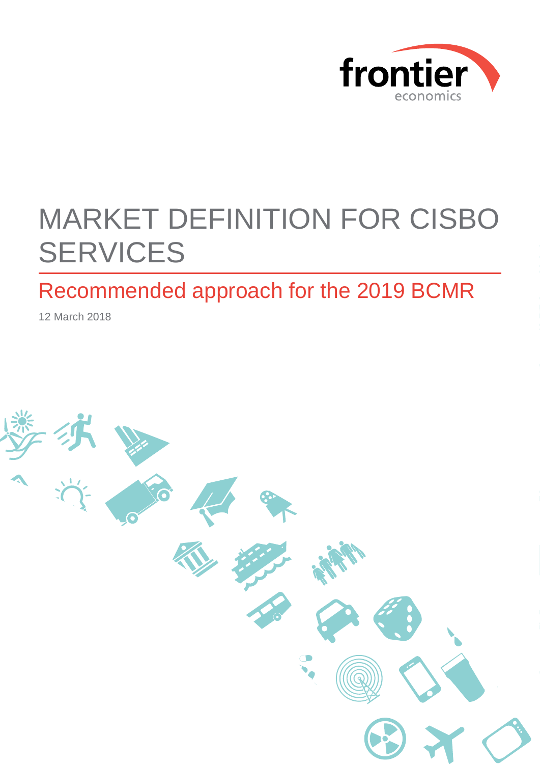frontier economics

# MARKET DEFINITION FOR CISBO SERVICES

## Recommended approach for the 2019 BCMR

12 March 2018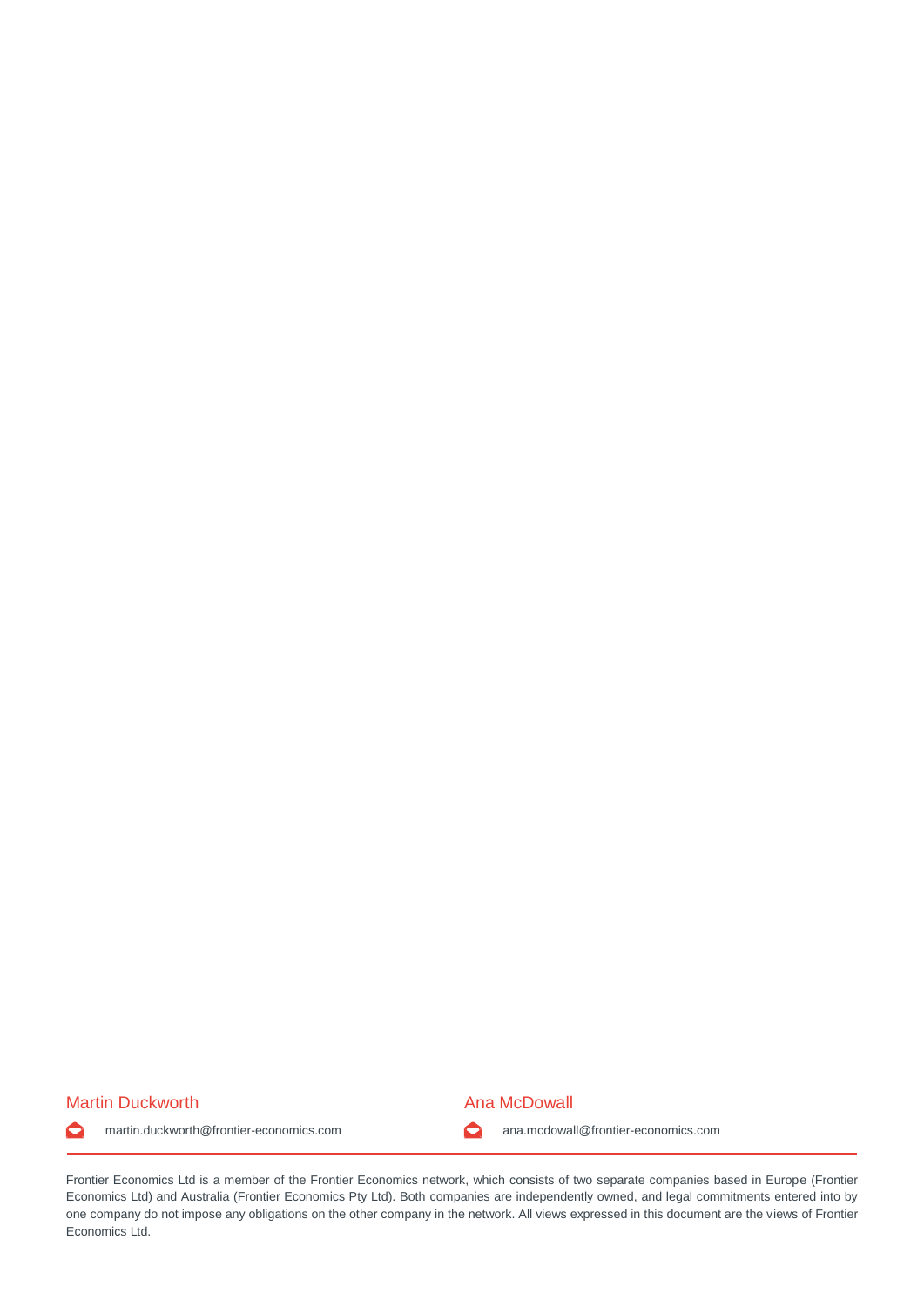Martin Duckworth

martin.duckworth@frontier-economics.com

Ana McDowall

ana.mcdowall@frontier-economics.com

Frontier Economics Ltd is a member of the Frontier Economics network, which consists of two separate companies based in Europe (Frontier Economics Ltd) and Australia (Frontier Economics Pty Ltd). Both companies are independently owned, and legal commitments entered into by one company do not impose any obligations on the other company in the network. All views expressed in this document are the views of Frontier Economics Ltd.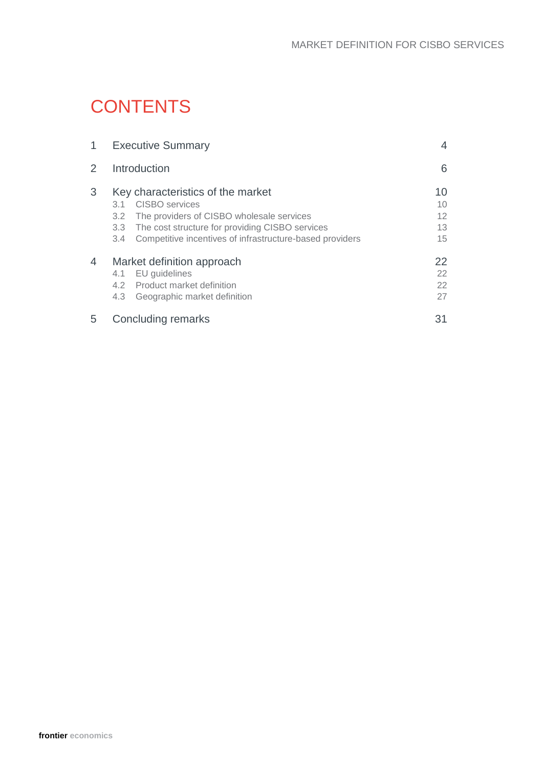# CONTENTS

| | | |
|---|---|---|
| 1 | Executive Summary | 4 |
| 2 | Introduction | 6 |
| 3 | Key characteristics of the market | 10 |
| 3.1 | CISBO services | 10 |
| 3.2 | The providers of CISBO wholesale services | 12 |
| 3.3 | The cost structure for providing CISBO services | 13 |
| 3.4 | Competitive incentives of infrastructure-based providers | 15 |
| 4 | Market definition approach | 22 |
| 4.1 | EU guidelines | 22 |
| 4.2 | Product market definition | 22 |
| 4.3 | Geographic market definition | 27 |
| 5 | Concluding remarks | 31 |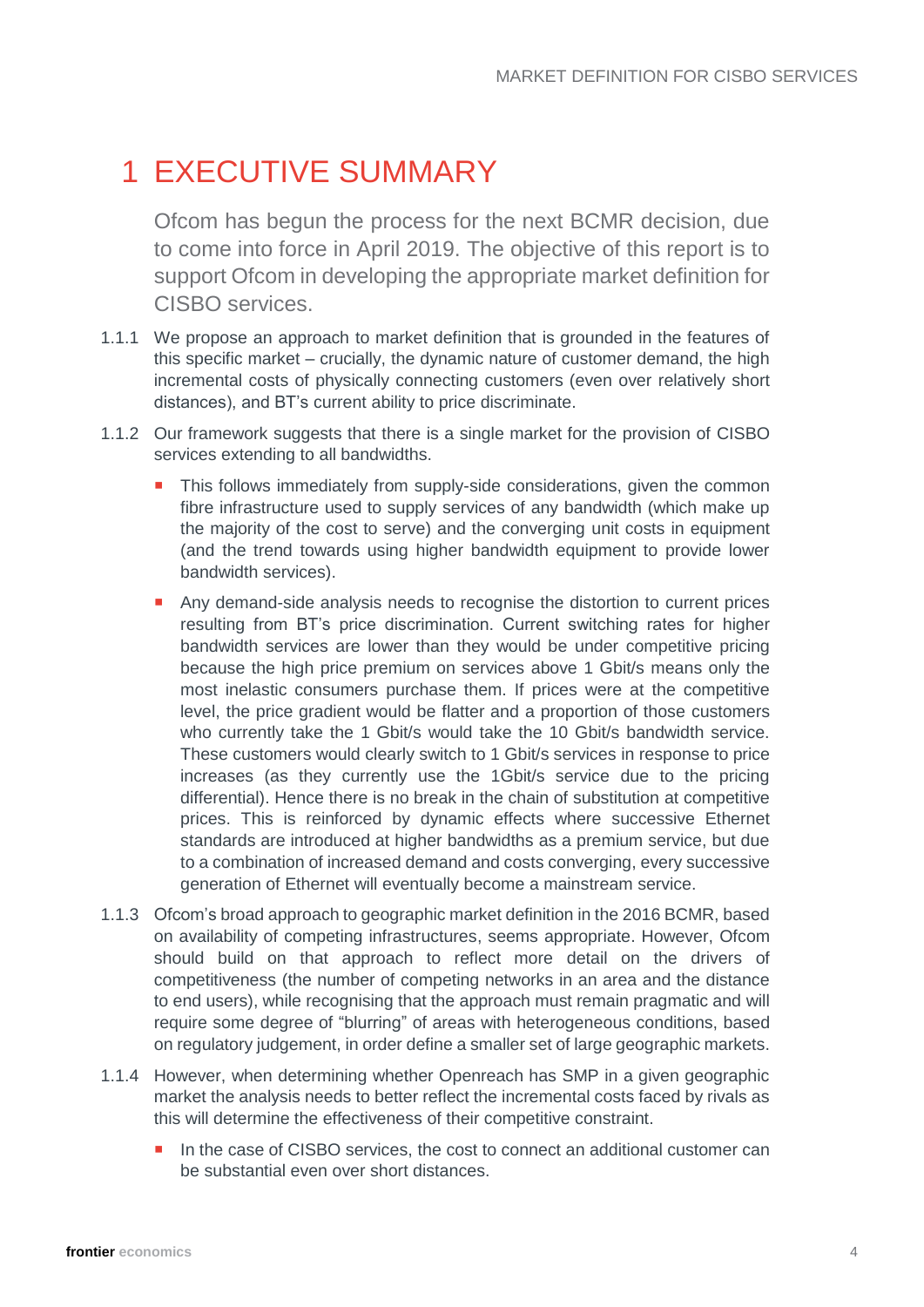# 1 EXECUTIVE SUMMARY

Ofcom has begun the process for the next BCMR decision, due to come into force in April 2019. The objective of this report is to support Ofcom in developing the appropriate market definition for CISBO services.

1.1.1 We propose an approach to market definition that is grounded in the features of this specific market – crucially, the dynamic nature of customer demand, the high incremental costs of physically connecting customers (even over relatively short distances), and BT's current ability to price discriminate.

1.1.2 Our framework suggests that there is a single market for the provision of CISBO services extending to all bandwidths.

- This follows immediately from supply-side considerations, given the common fibre infrastructure used to supply services of any bandwidth (which make up the majority of the cost to serve) and the converging unit costs in equipment (and the trend towards using higher bandwidth equipment to provide lower bandwidth services).
- Any demand-side analysis needs to recognise the distortion to current prices resulting from BT's price discrimination. Current switching rates for higher bandwidth services are lower than they would be under competitive pricing because the high price premium on services above 1 Gbit/s means only the most inelastic consumers purchase them. If prices were at the competitive level, the price gradient would be flatter and a proportion of those customers who currently take the 1 Gbit/s would take the 10 Gbit/s bandwidth service. These customers would clearly switch to 1 Gbit/s services in response to price increases (as they currently use the 1Gbit/s service due to the pricing differential). Hence there is no break in the chain of substitution at competitive prices. This is reinforced by dynamic effects where successive Ethernet standards are introduced at higher bandwidths as a premium service, but due to a combination of increased demand and costs converging, every successive generation of Ethernet will eventually become a mainstream service.

1.1.3 Ofcom's broad approach to geographic market definition in the 2016 BCMR, based on availability of competing infrastructures, seems appropriate. However, Ofcom should build on that approach to reflect more detail on the drivers of competitiveness (the number of competing networks in an area and the distance to end users), while recognising that the approach must remain pragmatic and will require some degree of "blurring" of areas with heterogeneous conditions, based on regulatory judgement, in order define a smaller set of large geographic markets.

1.1.4 However, when determining whether Openreach has SMP in a given geographic market the analysis needs to better reflect the incremental costs faced by rivals as this will determine the effectiveness of their competitive constraint.

- In the case of CISBO services, the cost to connect an additional customer can be substantial even over short distances.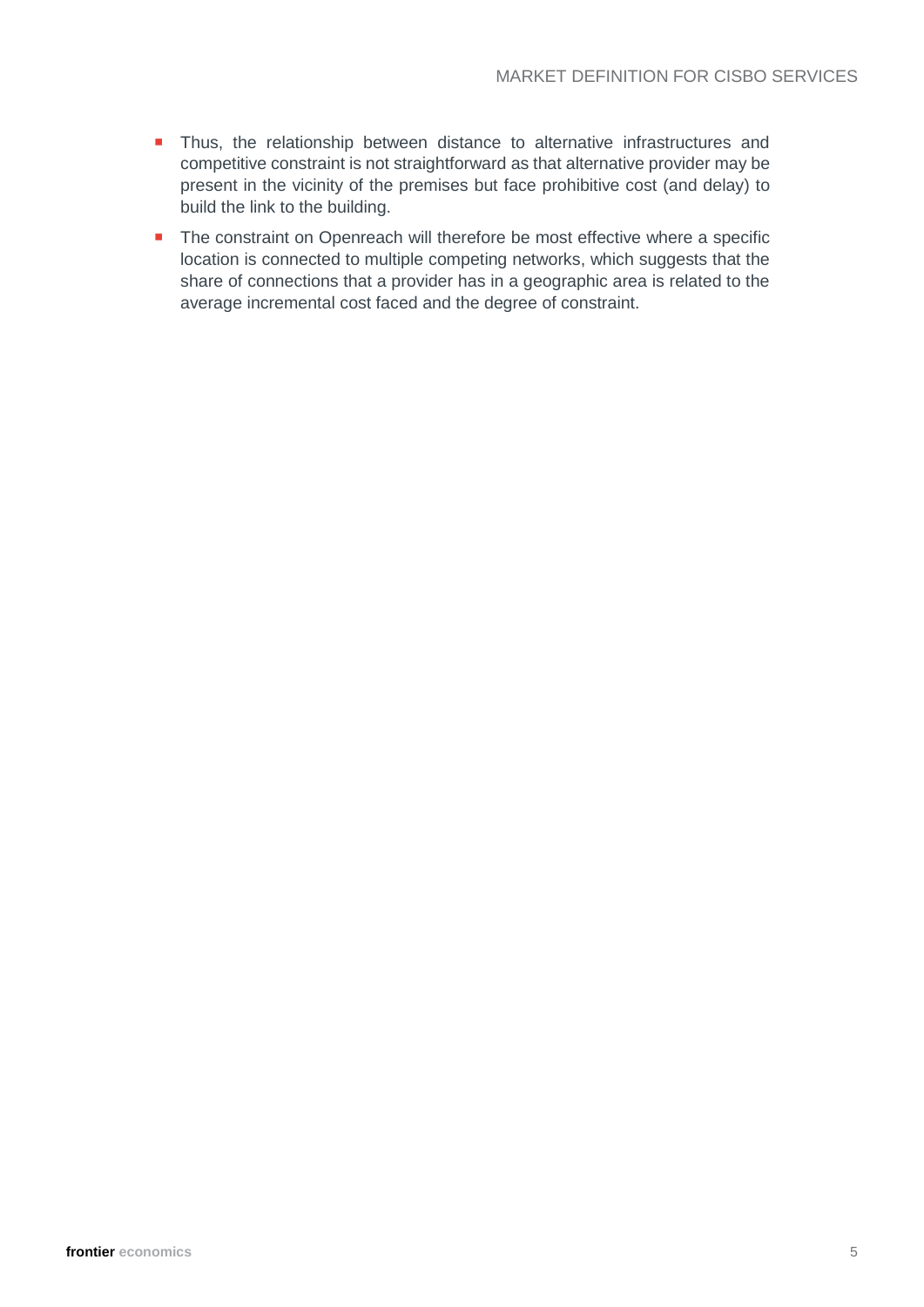- Thus, the relationship between distance to alternative infrastructures and competitive constraint is not straightforward as that alternative provider may be present in the vicinity of the premises but face prohibitive cost (and delay) to build the link to the building.
- The constraint on Openreach will therefore be most effective where a specific location is connected to multiple competing networks, which suggests that the share of connections that a provider has in a geographic area is related to the average incremental cost faced and the degree of constraint.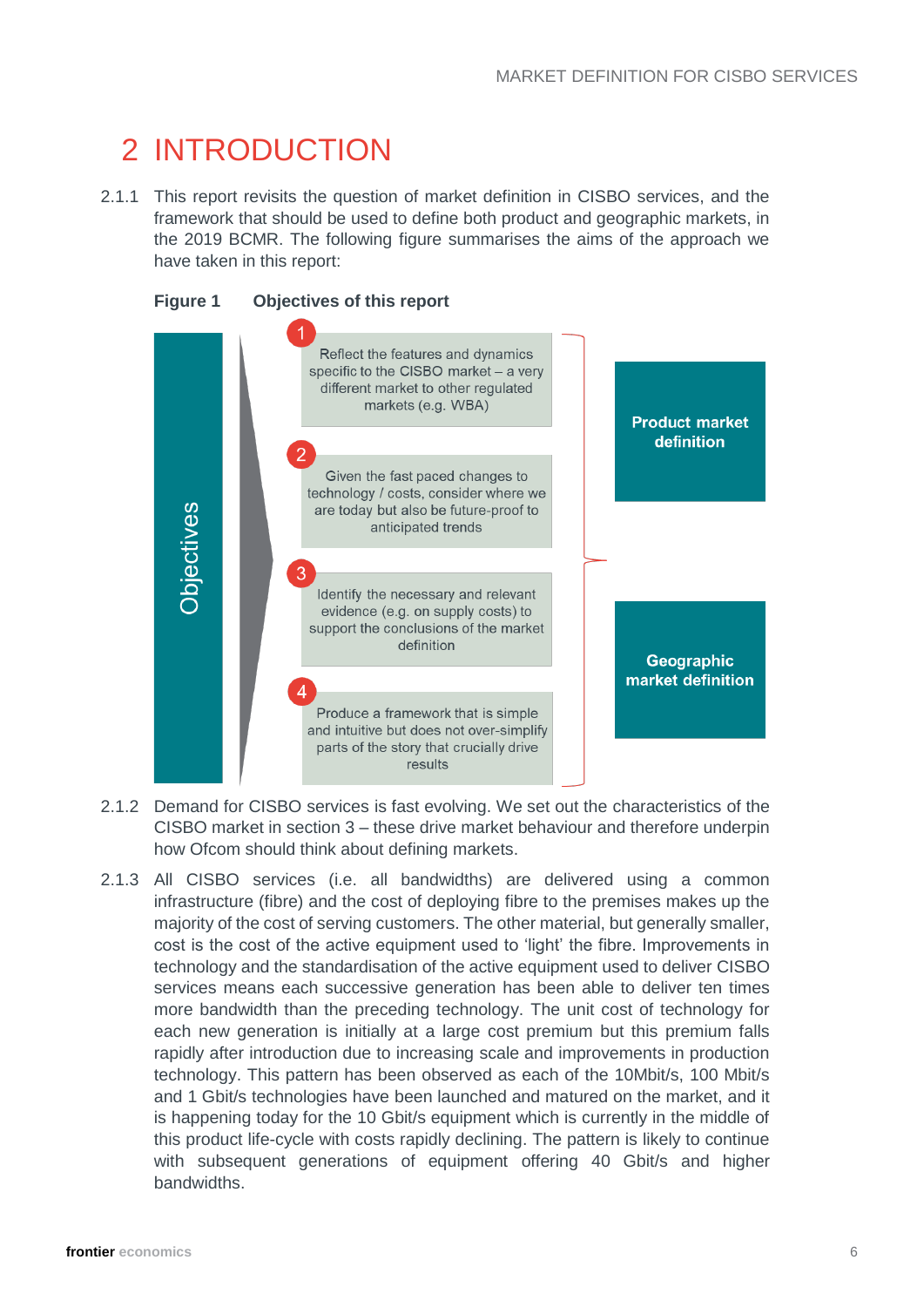# 2 INTRODUCTION

2.1.1 This report revisits the question of market definition in CISBO services, and the framework that should be used to define both product and geographic markets, in the 2019 BCMR. The following figure summarises the aims of the approach we have taken in this report:

**Figure 1 Objectives of this report**

Objectives

1. Reflect the features and dynamics specific to the CISBO market – a very different market to other regulated markets (e.g. WBA)
2. Given the fast paced changes to technology / costs, consider where we are today but also be future-proof to anticipated trends
3. Identify the necessary and relevant evidence (e.g. on supply costs) to support the conclusions of the market definition
4. Produce a framework that is simple and intuitive but does not over-simplify parts of the story that crucially drive results

Product market definition

Geographic market definition

2.1.2 Demand for CISBO services is fast evolving. We set out the characteristics of the CISBO market in section 3 – these drive market behaviour and therefore underpin how Ofcom should think about defining markets.

2.1.3 All CISBO services (i.e. all bandwidths) are delivered using a common infrastructure (fibre) and the cost of deploying fibre to the premises makes up the majority of the cost of serving customers. The other material, but generally smaller, cost is the cost of the active equipment used to 'light' the fibre. Improvements in technology and the standardisation of the active equipment used to deliver CISBO services means each successive generation has been able to deliver ten times more bandwidth than the preceding technology. The unit cost of technology for each new generation is initially at a large cost premium but this premium falls rapidly after introduction due to increasing scale and improvements in production technology. This pattern has been observed as each of the 10Mbit/s, 100 Mbit/s and 1 Gbit/s technologies have been launched and matured on the market, and it is happening today for the 10 Gbit/s equipment which is currently in the middle of this product life-cycle with costs rapidly declining. The pattern is likely to continue with subsequent generations of equipment offering 40 Gbit/s and higher bandwidths.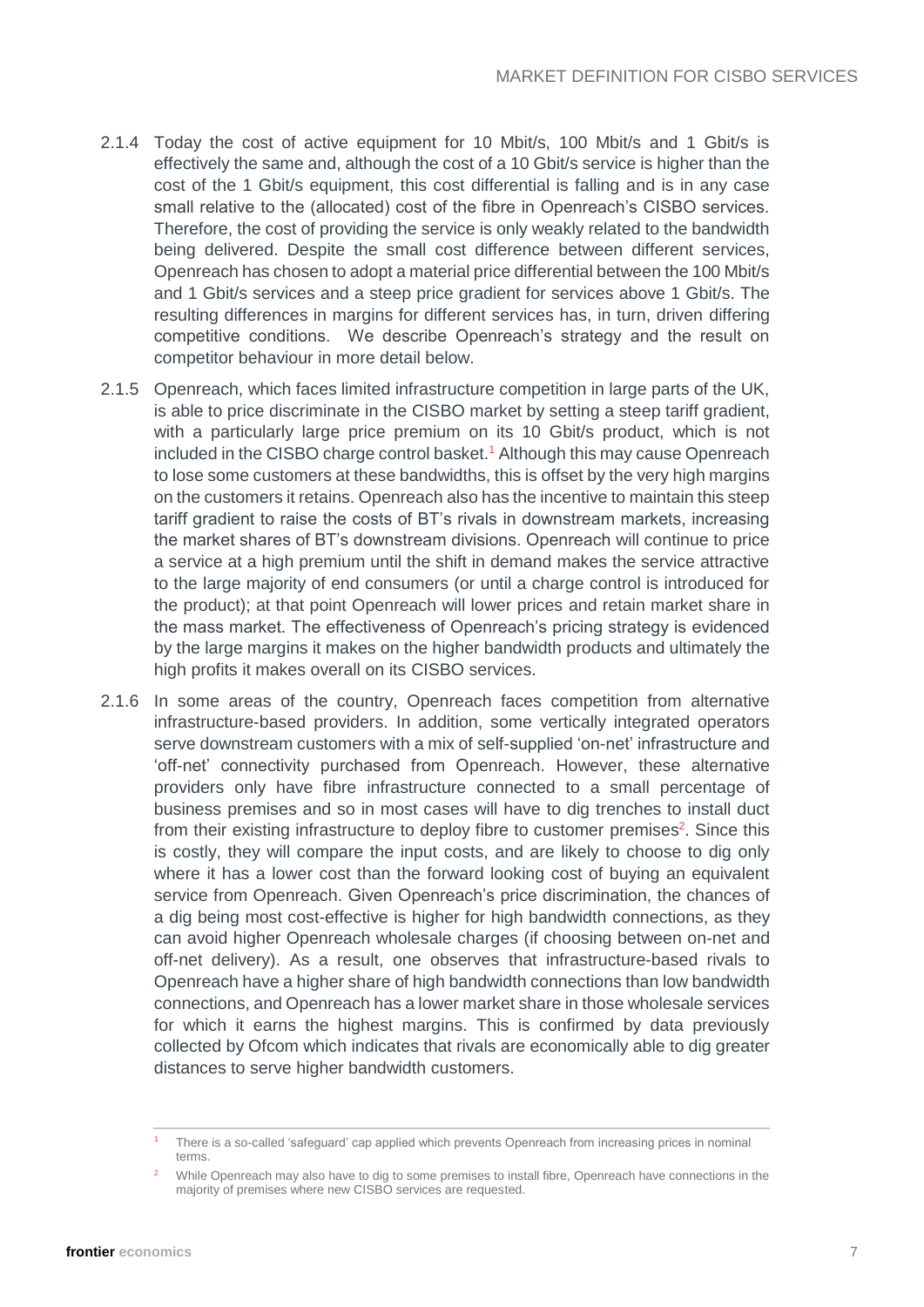2.1.4 Today the cost of active equipment for 10 Mbit/s, 100 Mbit/s and 1 Gbit/s is effectively the same and, although the cost of a 10 Gbit/s service is higher than the cost of the 1 Gbit/s equipment, this cost differential is falling and is in any case small relative to the (allocated) cost of the fibre in Openreach's CISBO services. Therefore, the cost of providing the service is only weakly related to the bandwidth being delivered. Despite the small cost difference between different services, Openreach has chosen to adopt a material price differential between the 100 Mbit/s and 1 Gbit/s services and a steep price gradient for services above 1 Gbit/s. The resulting differences in margins for different services has, in turn, driven differing competitive conditions. We describe Openreach's strategy and the result on competitor behaviour in more detail below.

2.1.5 Openreach, which faces limited infrastructure competition in large parts of the UK, is able to price discriminate in the CISBO market by setting a steep tariff gradient, with a particularly large price premium on its 10 Gbit/s product, which is not included in the CISBO charge control basket.[1] Although this may cause Openreach to lose some customers at these bandwidths, this is offset by the very high margins on the customers it retains. Openreach also has the incentive to maintain this steep tariff gradient to raise the costs of BT's rivals in downstream markets, increasing the market shares of BT's downstream divisions. Openreach will continue to price a service at a high premium until the shift in demand makes the service attractive to the large majority of end consumers (or until a charge control is introduced for the product); at that point Openreach will lower prices and retain market share in the mass market. The effectiveness of Openreach's pricing strategy is evidenced by the large margins it makes on the higher bandwidth products and ultimately the high profits it makes overall on its CISBO services.

2.1.6 In some areas of the country, Openreach faces competition from alternative infrastructure-based providers. In addition, some vertically integrated operators serve downstream customers with a mix of self-supplied 'on-net' infrastructure and 'off-net' connectivity purchased from Openreach. However, these alternative providers only have fibre infrastructure connected to a small percentage of business premises and so in most cases will have to dig trenches to install duct from their existing infrastructure to deploy fibre to customer premises[2]. Since this is costly, they will compare the input costs, and are likely to choose to dig only where it has a lower cost than the forward looking cost of buying an equivalent service from Openreach. Given Openreach's price discrimination, the chances of a dig being most cost-effective is higher for high bandwidth connections, as they can avoid higher Openreach wholesale charges (if choosing between on-net and off-net delivery). As a result, one observes that infrastructure-based rivals to Openreach have a higher share of high bandwidth connections than low bandwidth connections, and Openreach has a lower market share in those wholesale services for which it earns the highest margins. This is confirmed by data previously collected by Ofcom which indicates that rivals are economically able to dig greater distances to serve higher bandwidth customers.

---

[1] There is a so-called 'safeguard' cap applied which prevents Openreach from increasing prices in nominal terms.

[2] While Openreach may also have to dig to some premises to install fibre, Openreach have connections in the majority of premises where new CISBO services are requested.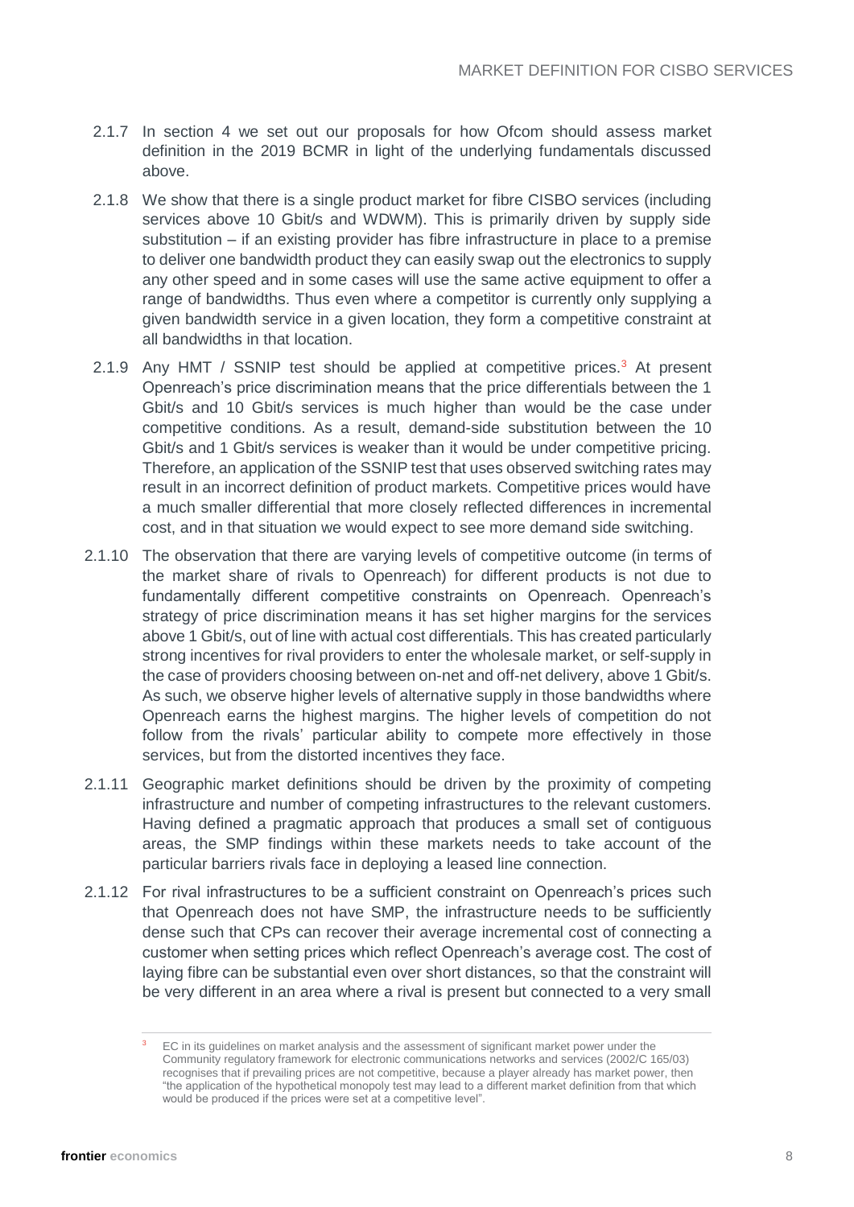2.1.7 In section 4 we set out our proposals for how Ofcom should assess market definition in the 2019 BCMR in light of the underlying fundamentals discussed above.

2.1.8 We show that there is a single product market for fibre CISBO services (including services above 10 Gbit/s and WDWM). This is primarily driven by supply side substitution – if an existing provider has fibre infrastructure in place to a premise to deliver one bandwidth product they can easily swap out the electronics to supply any other speed and in some cases will use the same active equipment to offer a range of bandwidths. Thus even where a competitor is currently only supplying a given bandwidth service in a given location, they form a competitive constraint at all bandwidths in that location.

2.1.9 Any HMT / SSNIP test should be applied at competitive prices.[3] At present Openreach's price discrimination means that the price differentials between the 1 Gbit/s and 10 Gbit/s services is much higher than would be the case under competitive conditions. As a result, demand-side substitution between the 10 Gbit/s and 1 Gbit/s services is weaker than it would be under competitive pricing. Therefore, an application of the SSNIP test that uses observed switching rates may result in an incorrect definition of product markets. Competitive prices would have a much smaller differential that more closely reflected differences in incremental cost, and in that situation we would expect to see more demand side switching.

2.1.10 The observation that there are varying levels of competitive outcome (in terms of the market share of rivals to Openreach) for different products is not due to fundamentally different competitive constraints on Openreach. Openreach's strategy of price discrimination means it has set higher margins for the services above 1 Gbit/s, out of line with actual cost differentials. This has created particularly strong incentives for rival providers to enter the wholesale market, or self-supply in the case of providers choosing between on-net and off-net delivery, above 1 Gbit/s. As such, we observe higher levels of alternative supply in those bandwidths where Openreach earns the highest margins. The higher levels of competition do not follow from the rivals' particular ability to compete more effectively in those services, but from the distorted incentives they face.

2.1.11 Geographic market definitions should be driven by the proximity of competing infrastructure and number of competing infrastructures to the relevant customers. Having defined a pragmatic approach that produces a small set of contiguous areas, the SMP findings within these markets needs to take account of the particular barriers rivals face in deploying a leased line connection.

2.1.12 For rival infrastructures to be a sufficient constraint on Openreach's prices such that Openreach does not have SMP, the infrastructure needs to be sufficiently dense such that CPs can recover their average incremental cost of connecting a customer when setting prices which reflect Openreach's average cost. The cost of laying fibre can be substantial even over short distances, so that the constraint will be very different in an area where a rival is present but connected to a very small

---

[3] EC in its guidelines on market analysis and the assessment of significant market power under the Community regulatory framework for electronic communications networks and services (2002/C 165/03) recognises that if prevailing prices are not competitive, because a player already has market power, then "the application of the hypothetical monopoly test may lead to a different market definition from that which would be produced if the prices were set at a competitive level".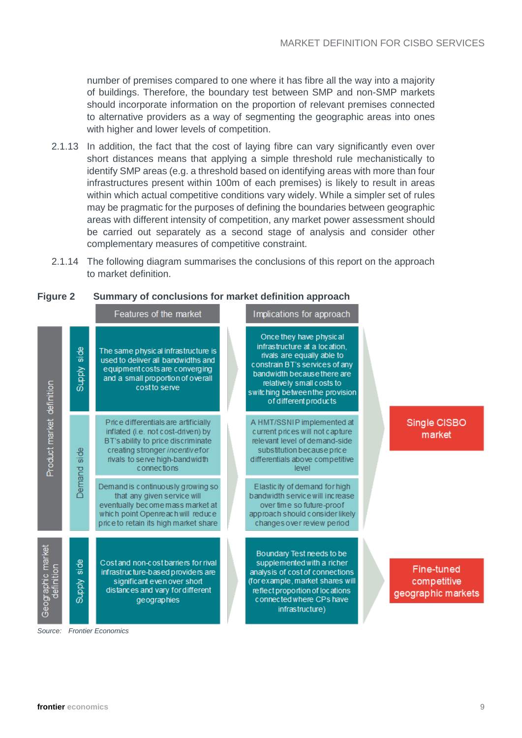number of premises compared to one where it has fibre all the way into a majority of buildings. Therefore, the boundary test between SMP and non-SMP markets should incorporate information on the proportion of relevant premises connected to alternative providers as a way of segmenting the geographic areas into ones with higher and lower levels of competition.

2.1.13 In addition, the fact that the cost of laying fibre can vary significantly even over short distances means that applying a simple threshold rule mechanistically to identify SMP areas (e.g. a threshold based on identifying areas with more than four infrastructures present within 100m of each premises) is likely to result in areas within which actual competitive conditions vary widely. While a simpler set of rules may be pragmatic for the purposes of defining the boundaries between geographic areas with different intensity of competition, any market power assessment should be carried out separately as a second stage of analysis and consider other complementary measures of competitive constraint.

2.1.14 The following diagram summarises the conclusions of this report on the approach to market definition.

**Figure 2 Summary of conclusions for market definition approach**

| | | Features of the market | Implications for approach | Conclusion |
|---|---|---|---|---|
| Product market definition | Supply side | The same physical infrastructure is used to deliver all bandwidths and equipment costs are converging and a small proportion of overall cost to serve | Once they have physical infrastructure at a location, rivals are equally able to constrain BT's services of any bandwidth because there are relatively small costs to switching between the provision of different products | Single CISBO market |
| | Demand side | Price differentials are artificially inflated (i.e. not cost-driven) by BT's ability to price discriminate creating stronger *incentive* for rivals to serve high-bandwidth connections | A HMT/SSNIP implemented at current prices will not capture relevant level of demand-side substitution because price differentials above competitive level | |
| | | Demand is continuously growing so that any given service will eventually become mass market at which point Openreach will reduce price to retain its high market share | Elasticity of demand for high bandwidth service will increase over time so future-proof approach should consider likely changes over review period | |
| Geographic market definition | Supply side | Cost and non-cost barriers for rival infrastructure-based providers are significant even over short distances and vary for different geographies | Boundary Test needs to be supplemented with a richer analysis of cost of connections (for example, market shares will reflect proportion of locations connected where CPs have infrastructure) | Fine-tuned competitive geographic markets |

*Source: Frontier Economics*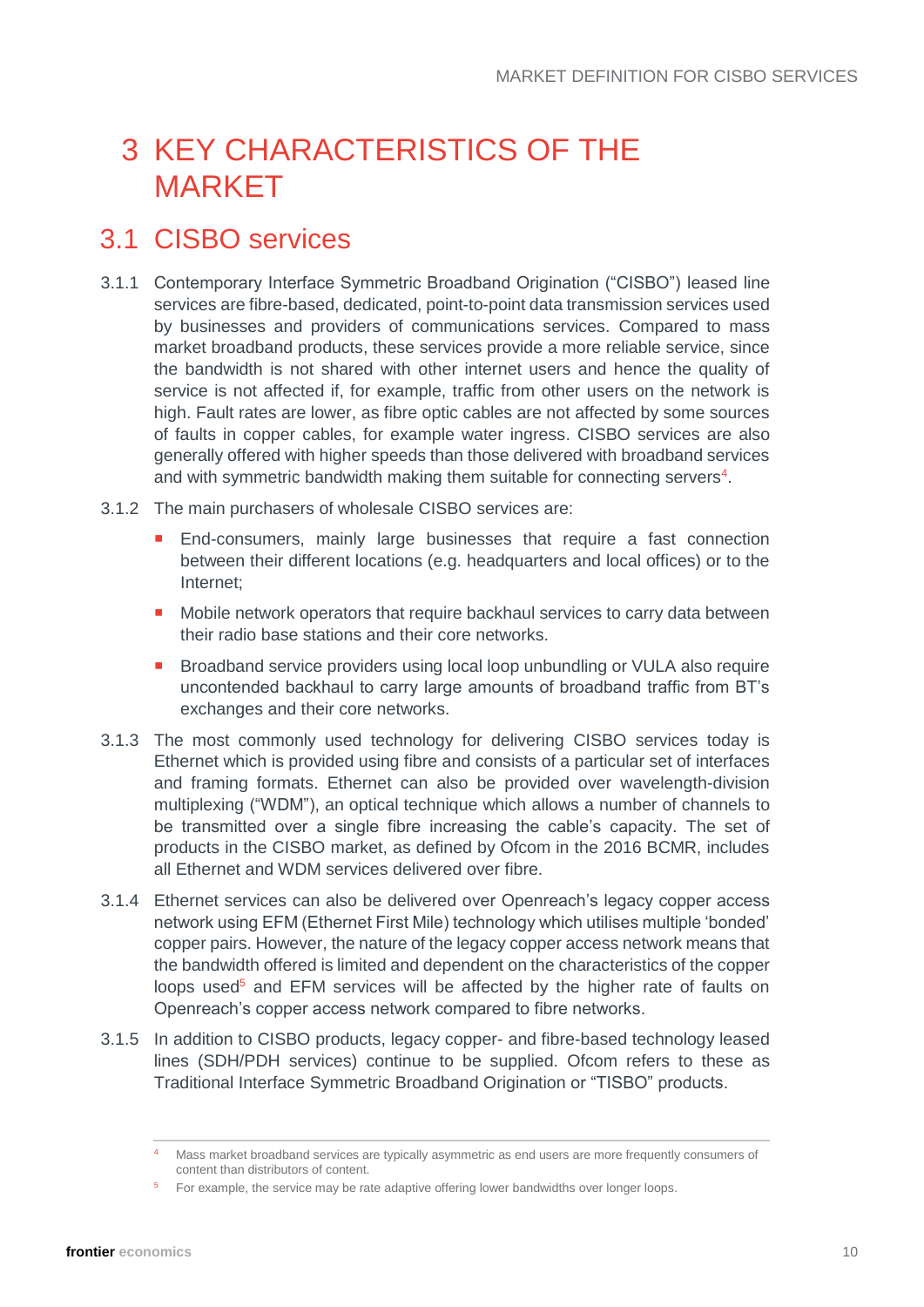# 3 KEY CHARACTERISTICS OF THE MARKET

## 3.1 CISBO services

3.1.1 Contemporary Interface Symmetric Broadband Origination ("CISBO") leased line services are fibre-based, dedicated, point-to-point data transmission services used by businesses and providers of communications services. Compared to mass market broadband products, these services provide a more reliable service, since the bandwidth is not shared with other internet users and hence the quality of service is not affected if, for example, traffic from other users on the network is high. Fault rates are lower, as fibre optic cables are not affected by some sources of faults in copper cables, for example water ingress. CISBO services are also generally offered with higher speeds than those delivered with broadband services and with symmetric bandwidth making them suitable for connecting servers[4].

3.1.2 The main purchasers of wholesale CISBO services are:

- End-consumers, mainly large businesses that require a fast connection between their different locations (e.g. headquarters and local offices) or to the Internet;
- Mobile network operators that require backhaul services to carry data between their radio base stations and their core networks.
- Broadband service providers using local loop unbundling or VULA also require uncontended backhaul to carry large amounts of broadband traffic from BT's exchanges and their core networks.

3.1.3 The most commonly used technology for delivering CISBO services today is Ethernet which is provided using fibre and consists of a particular set of interfaces and framing formats. Ethernet can also be provided over wavelength-division multiplexing ("WDM"), an optical technique which allows a number of channels to be transmitted over a single fibre increasing the cable's capacity. The set of products in the CISBO market, as defined by Ofcom in the 2016 BCMR, includes all Ethernet and WDM services delivered over fibre.

3.1.4 Ethernet services can also be delivered over Openreach's legacy copper access network using EFM (Ethernet First Mile) technology which utilises multiple 'bonded' copper pairs. However, the nature of the legacy copper access network means that the bandwidth offered is limited and dependent on the characteristics of the copper loops used[5] and EFM services will be affected by the higher rate of faults on Openreach's copper access network compared to fibre networks.

3.1.5 In addition to CISBO products, legacy copper- and fibre-based technology leased lines (SDH/PDH services) continue to be supplied. Ofcom refers to these as Traditional Interface Symmetric Broadband Origination or "TISBO" products.

---

[4] Mass market broadband services are typically asymmetric as end users are more frequently consumers of content than distributors of content.

[5] For example, the service may be rate adaptive offering lower bandwidths over longer loops.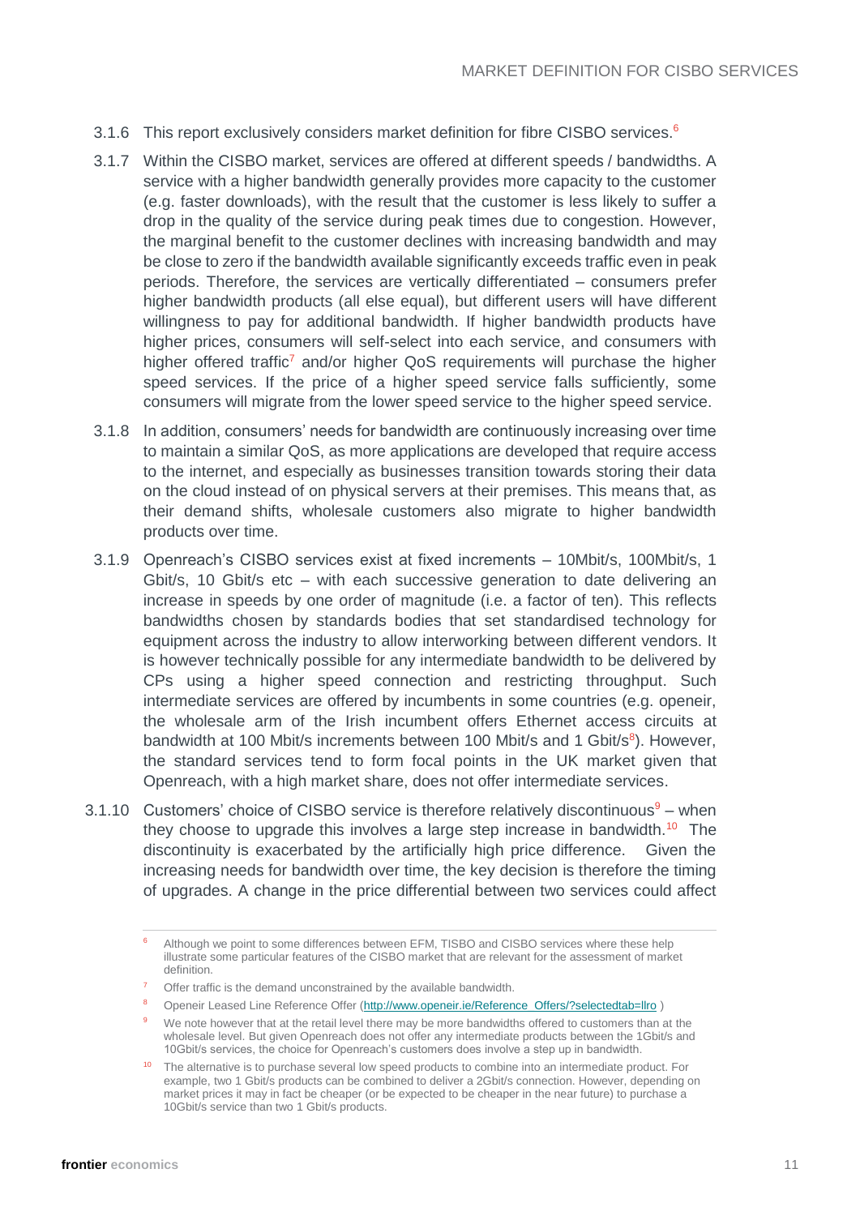3.1.6 This report exclusively considers market definition for fibre CISBO services.[6]

3.1.7 Within the CISBO market, services are offered at different speeds / bandwidths. A service with a higher bandwidth generally provides more capacity to the customer (e.g. faster downloads), with the result that the customer is less likely to suffer a drop in the quality of the service during peak times due to congestion. However, the marginal benefit to the customer declines with increasing bandwidth and may be close to zero if the bandwidth available significantly exceeds traffic even in peak periods. Therefore, the services are vertically differentiated – consumers prefer higher bandwidth products (all else equal), but different users will have different willingness to pay for additional bandwidth. If higher bandwidth products have higher prices, consumers will self-select into each service, and consumers with higher offered traffic[7] and/or higher QoS requirements will purchase the higher speed services. If the price of a higher speed service falls sufficiently, some consumers will migrate from the lower speed service to the higher speed service.

3.1.8 In addition, consumers' needs for bandwidth are continuously increasing over time to maintain a similar QoS, as more applications are developed that require access to the internet, and especially as businesses transition towards storing their data on the cloud instead of on physical servers at their premises. This means that, as their demand shifts, wholesale customers also migrate to higher bandwidth products over time.

3.1.9 Openreach's CISBO services exist at fixed increments – 10Mbit/s, 100Mbit/s, 1 Gbit/s, 10 Gbit/s etc – with each successive generation to date delivering an increase in speeds by one order of magnitude (i.e. a factor of ten). This reflects bandwidths chosen by standards bodies that set standardised technology for equipment across the industry to allow interworking between different vendors. It is however technically possible for any intermediate bandwidth to be delivered by CPs using a higher speed connection and restricting throughput. Such intermediate services are offered by incumbents in some countries (e.g. openeir, the wholesale arm of the Irish incumbent offers Ethernet access circuits at bandwidth at 100 Mbit/s increments between 100 Mbit/s and 1 Gbit/s[8]). However, the standard services tend to form focal points in the UK market given that Openreach, with a high market share, does not offer intermediate services.

3.1.10 Customers' choice of CISBO service is therefore relatively discontinuous[9] – when they choose to upgrade this involves a large step increase in bandwidth.[10] The discontinuity is exacerbated by the artificially high price difference. Given the increasing needs for bandwidth over time, the key decision is therefore the timing of upgrades. A change in the price differential between two services could affect

---

[6] Although we point to some differences between EFM, TISBO and CISBO services where these help illustrate some particular features of the CISBO market that are relevant for the assessment of market definition.

[7] Offer traffic is the demand unconstrained by the available bandwidth.

[8] Openeir Leased Line Reference Offer (http://www.openeir.ie/Reference_Offers/?selectedtab=llro )

[9] We note however that at the retail level there may be more bandwidths offered to customers than at the wholesale level. But given Openreach does not offer any intermediate products between the 1Gbit/s and 10Gbit/s services, the choice for Openreach's customers does involve a step up in bandwidth.

[10] The alternative is to purchase several low speed products to combine into an intermediate product. For example, two 1 Gbit/s products can be combined to deliver a 2Gbit/s connection. However, depending on market prices it may in fact be cheaper (or be expected to be cheaper in the near future) to purchase a 10Gbit/s service than two 1 Gbit/s products.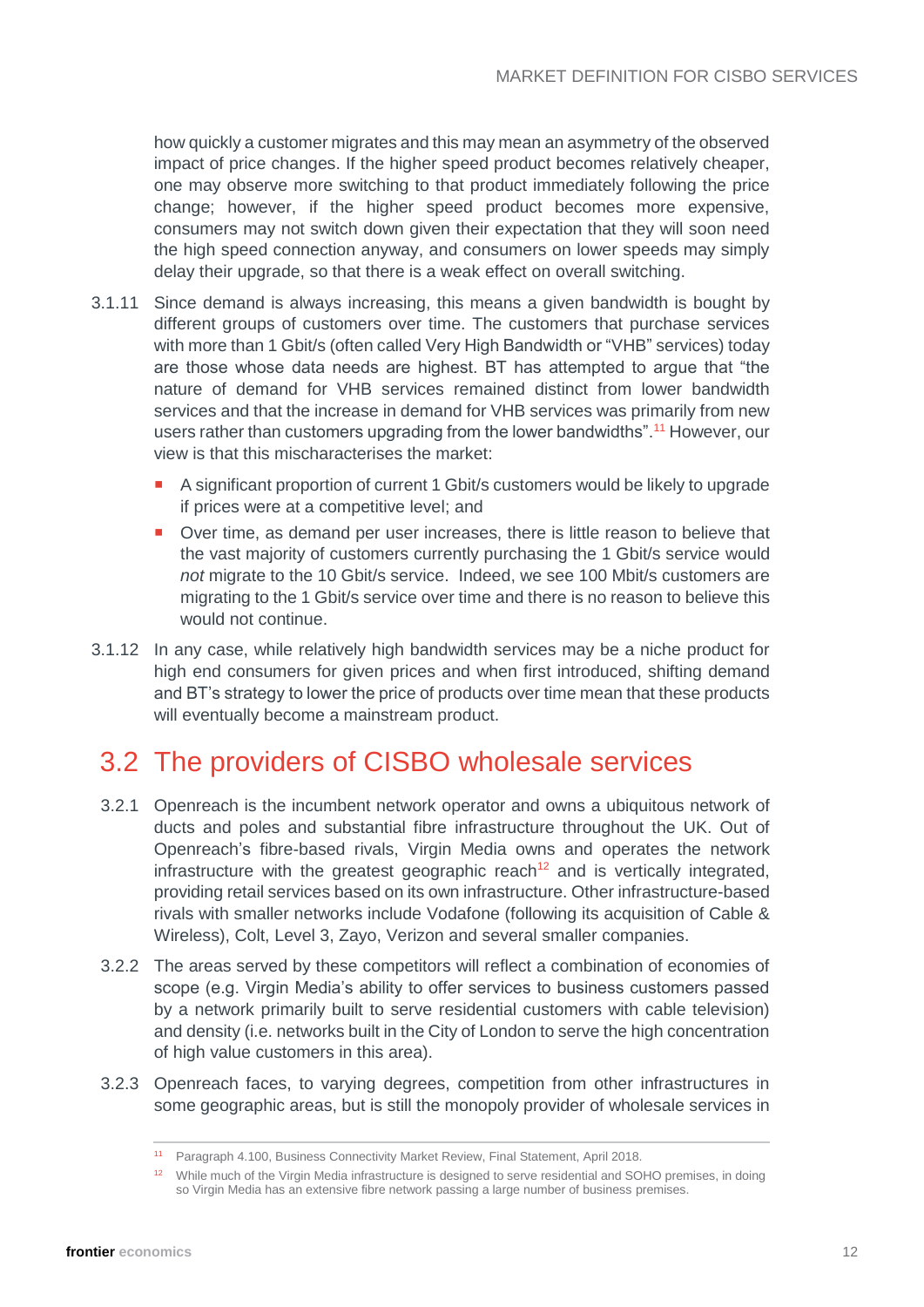how quickly a customer migrates and this may mean an asymmetry of the observed impact of price changes. If the higher speed product becomes relatively cheaper, one may observe more switching to that product immediately following the price change; however, if the higher speed product becomes more expensive, consumers may not switch down given their expectation that they will soon need the high speed connection anyway, and consumers on lower speeds may simply delay their upgrade, so that there is a weak effect on overall switching.

3.1.11 Since demand is always increasing, this means a given bandwidth is bought by different groups of customers over time. The customers that purchase services with more than 1 Gbit/s (often called Very High Bandwidth or "VHB" services) today are those whose data needs are highest. BT has attempted to argue that "the nature of demand for VHB services remained distinct from lower bandwidth services and that the increase in demand for VHB services was primarily from new users rather than customers upgrading from the lower bandwidths".[11] However, our view is that this mischaracterises the market:

- A significant proportion of current 1 Gbit/s customers would be likely to upgrade if prices were at a competitive level; and
- Over time, as demand per user increases, there is little reason to believe that the vast majority of customers currently purchasing the 1 Gbit/s service would *not* migrate to the 10 Gbit/s service. Indeed, we see 100 Mbit/s customers are migrating to the 1 Gbit/s service over time and there is no reason to believe this would not continue.

3.1.12 In any case, while relatively high bandwidth services may be a niche product for high end consumers for given prices and when first introduced, shifting demand and BT's strategy to lower the price of products over time mean that these products will eventually become a mainstream product.

## 3.2 The providers of CISBO wholesale services

3.2.1 Openreach is the incumbent network operator and owns a ubiquitous network of ducts and poles and substantial fibre infrastructure throughout the UK. Out of Openreach's fibre-based rivals, Virgin Media owns and operates the network infrastructure with the greatest geographic reach[12] and is vertically integrated, providing retail services based on its own infrastructure. Other infrastructure-based rivals with smaller networks include Vodafone (following its acquisition of Cable & Wireless), Colt, Level 3, Zayo, Verizon and several smaller companies.

3.2.2 The areas served by these competitors will reflect a combination of economies of scope (e.g. Virgin Media's ability to offer services to business customers passed by a network primarily built to serve residential customers with cable television) and density (i.e. networks built in the City of London to serve the high concentration of high value customers in this area).

3.2.3 Openreach faces, to varying degrees, competition from other infrastructures in some geographic areas, but is still the monopoly provider of wholesale services in

---

[11] Paragraph 4.100, Business Connectivity Market Review, Final Statement, April 2018.

[12] While much of the Virgin Media infrastructure is designed to serve residential and SOHO premises, in doing so Virgin Media has an extensive fibre network passing a large number of business premises.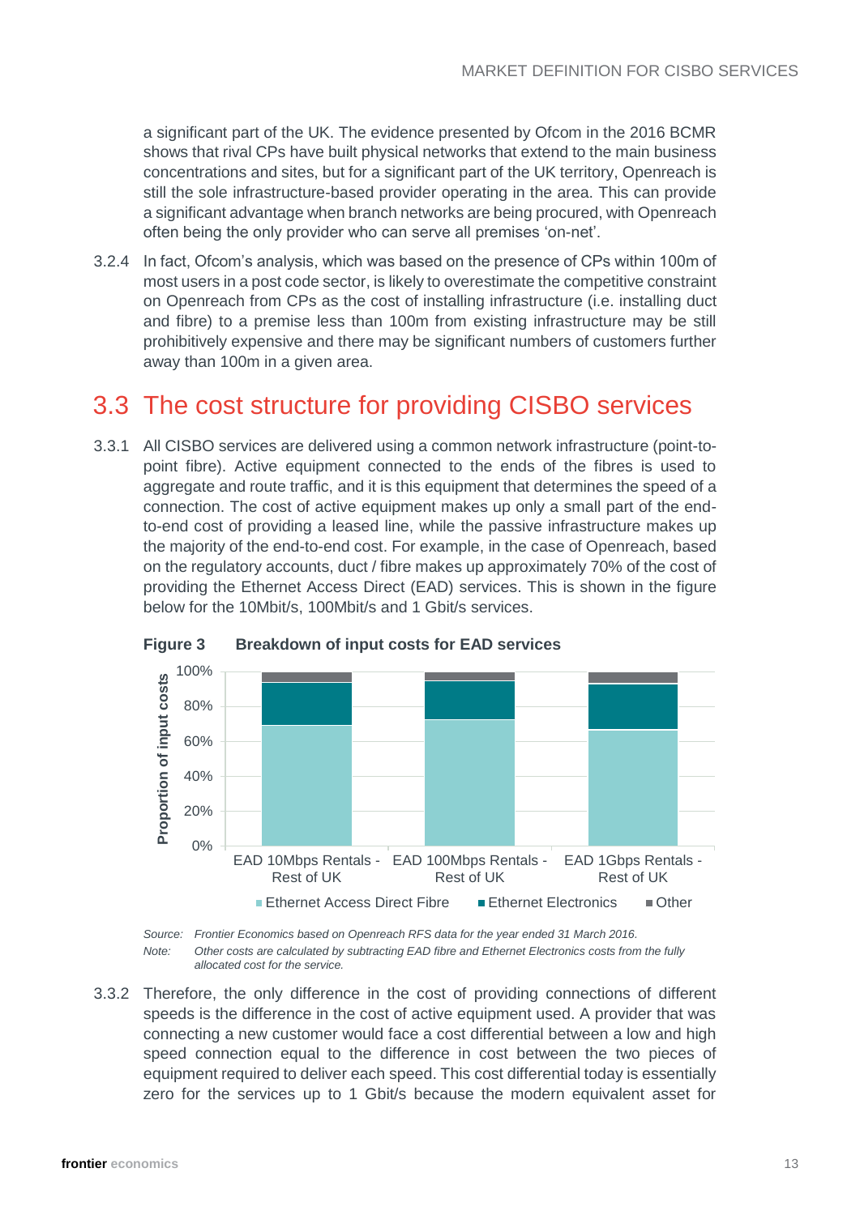a significant part of the UK. The evidence presented by Ofcom in the 2016 BCMR shows that rival CPs have built physical networks that extend to the main business concentrations and sites, but for a significant part of the UK territory, Openreach is still the sole infrastructure-based provider operating in the area. This can provide a significant advantage when branch networks are being procured, with Openreach often being the only provider who can serve all premises 'on-net'.

3.2.4 In fact, Ofcom's analysis, which was based on the presence of CPs within 100m of most users in a post code sector, is likely to overestimate the competitive constraint on Openreach from CPs as the cost of installing infrastructure (i.e. installing duct and fibre) to a premise less than 100m from existing infrastructure may be still prohibitively expensive and there may be significant numbers of customers further away than 100m in a given area.

## 3.3 The cost structure for providing CISBO services

3.3.1 All CISBO services are delivered using a common network infrastructure (point-to-point fibre). Active equipment connected to the ends of the fibres is used to aggregate and route traffic, and it is this equipment that determines the speed of a connection. The cost of active equipment makes up only a small part of the end-to-end cost of providing a leased line, while the passive infrastructure makes up the majority of the end-to-end cost. For example, in the case of Openreach, based on the regulatory accounts, duct / fibre makes up approximately 70% of the cost of providing the Ethernet Access Direct (EAD) services. This is shown in the figure below for the 10Mbit/s, 100Mbit/s and 1 Gbit/s services.

**Figure 3 Breakdown of input costs for EAD services**

*Source: Frontier Economics based on Openreach RFS data for the year ended 31 March 2016.*

*Note: Other costs are calculated by subtracting EAD fibre and Ethernet Electronics costs from the fully allocated cost for the service.*

3.3.2 Therefore, the only difference in the cost of providing connections of different speeds is the difference in the cost of active equipment used. A provider that was connecting a new customer would face a cost differential between a low and high speed connection equal to the difference in cost between the two pieces of equipment required to deliver each speed. This cost differential today is essentially zero for the services up to 1 Gbit/s because the modern equivalent asset for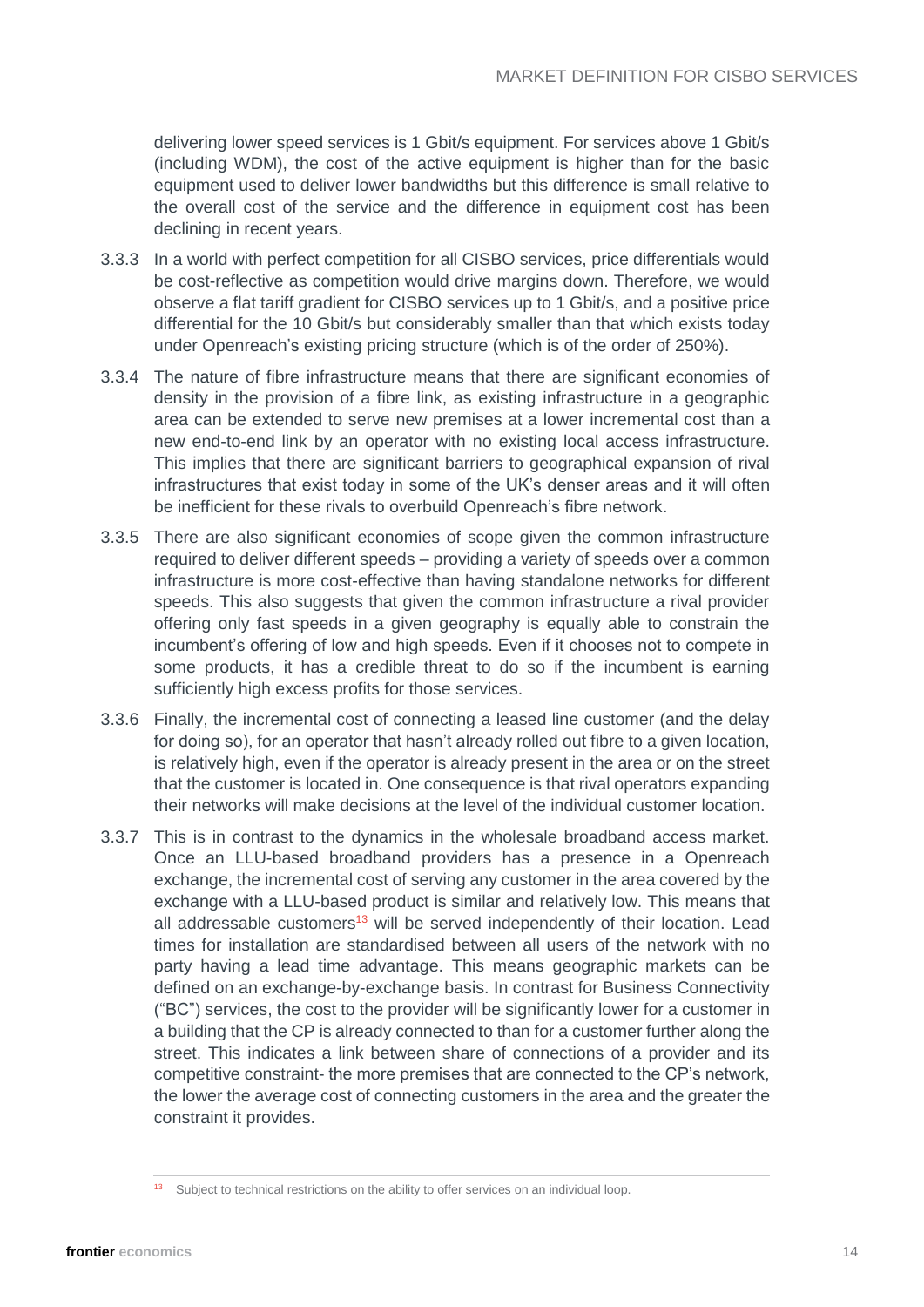delivering lower speed services is 1 Gbit/s equipment. For services above 1 Gbit/s (including WDM), the cost of the active equipment is higher than for the basic equipment used to deliver lower bandwidths but this difference is small relative to the overall cost of the service and the difference in equipment cost has been declining in recent years.

3.3.3 In a world with perfect competition for all CISBO services, price differentials would be cost-reflective as competition would drive margins down. Therefore, we would observe a flat tariff gradient for CISBO services up to 1 Gbit/s, and a positive price differential for the 10 Gbit/s but considerably smaller than that which exists today under Openreach's existing pricing structure (which is of the order of 250%).

3.3.4 The nature of fibre infrastructure means that there are significant economies of density in the provision of a fibre link, as existing infrastructure in a geographic area can be extended to serve new premises at a lower incremental cost than a new end-to-end link by an operator with no existing local access infrastructure. This implies that there are significant barriers to geographical expansion of rival infrastructures that exist today in some of the UK's denser areas and it will often be inefficient for these rivals to overbuild Openreach's fibre network.

3.3.5 There are also significant economies of scope given the common infrastructure required to deliver different speeds – providing a variety of speeds over a common infrastructure is more cost-effective than having standalone networks for different speeds. This also suggests that given the common infrastructure a rival provider offering only fast speeds in a given geography is equally able to constrain the incumbent's offering of low and high speeds. Even if it chooses not to compete in some products, it has a credible threat to do so if the incumbent is earning sufficiently high excess profits for those services.

3.3.6 Finally, the incremental cost of connecting a leased line customer (and the delay for doing so), for an operator that hasn't already rolled out fibre to a given location, is relatively high, even if the operator is already present in the area or on the street that the customer is located in. One consequence is that rival operators expanding their networks will make decisions at the level of the individual customer location.

3.3.7 This is in contrast to the dynamics in the wholesale broadband access market. Once an LLU-based broadband providers has a presence in a Openreach exchange, the incremental cost of serving any customer in the area covered by the exchange with a LLU-based product is similar and relatively low. This means that all addressable customers[13] will be served independently of their location. Lead times for installation are standardised between all users of the network with no party having a lead time advantage. This means geographic markets can be defined on an exchange-by-exchange basis. In contrast for Business Connectivity ("BC") services, the cost to the provider will be significantly lower for a customer in a building that the CP is already connected to than for a customer further along the street. This indicates a link between share of connections of a provider and its competitive constraint- the more premises that are connected to the CP's network, the lower the average cost of connecting customers in the area and the greater the constraint it provides.

[13] Subject to technical restrictions on the ability to offer services on an individual loop.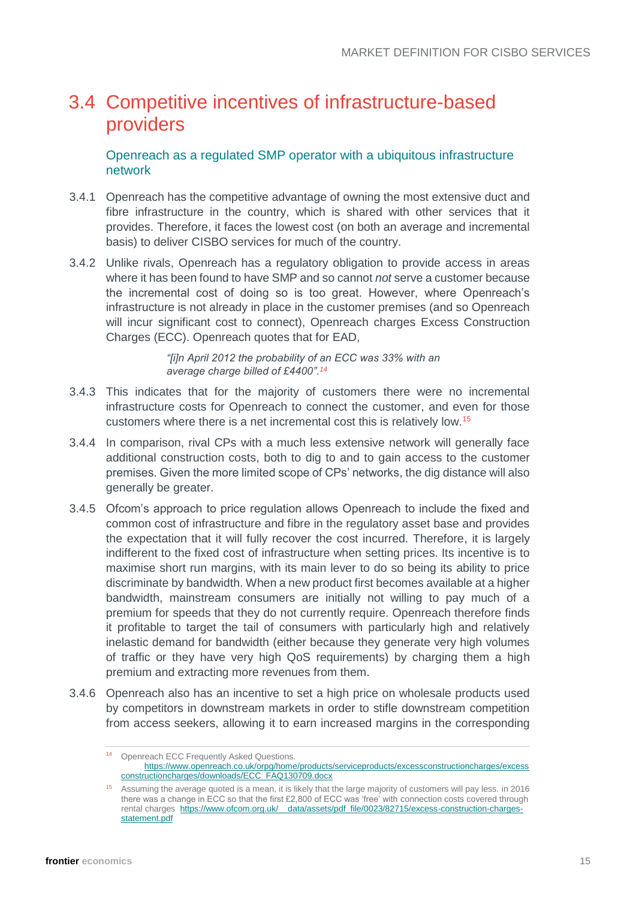## 3.4 Competitive incentives of infrastructure-based providers

### Openreach as a regulated SMP operator with a ubiquitous infrastructure network

3.4.1 Openreach has the competitive advantage of owning the most extensive duct and fibre infrastructure in the country, which is shared with other services that it provides. Therefore, it faces the lowest cost (on both an average and incremental basis) to deliver CISBO services for much of the country.

3.4.2 Unlike rivals, Openreach has a regulatory obligation to provide access in areas where it has been found to have SMP and so cannot *not* serve a customer because the incremental cost of doing so is too great. However, where Openreach's infrastructure is not already in place in the customer premises (and so Openreach will incur significant cost to connect), Openreach charges Excess Construction Charges (ECC). Openreach quotes that for EAD,

> *"[i]n April 2012 the probability of an ECC was 33% with an average charge billed of £4400".*[14]

3.4.3 This indicates that for the majority of customers there were no incremental infrastructure costs for Openreach to connect the customer, and even for those customers where there is a net incremental cost this is relatively low.[15]

3.4.4 In comparison, rival CPs with a much less extensive network will generally face additional construction costs, both to dig to and to gain access to the customer premises. Given the more limited scope of CPs' networks, the dig distance will also generally be greater.

3.4.5 Ofcom's approach to price regulation allows Openreach to include the fixed and common cost of infrastructure and fibre in the regulatory asset base and provides the expectation that it will fully recover the cost incurred. Therefore, it is largely indifferent to the fixed cost of infrastructure when setting prices. Its incentive is to maximise short run margins, with its main lever to do so being its ability to price discriminate by bandwidth. When a new product first becomes available at a higher bandwidth, mainstream consumers are initially not willing to pay much of a premium for speeds that they do not currently require. Openreach therefore finds it profitable to target the tail of consumers with particularly high and relatively inelastic demand for bandwidth (either because they generate very high volumes of traffic or they have very high QoS requirements) by charging them a high premium and extracting more revenues from them.

3.4.6 Openreach also has an incentive to set a high price on wholesale products used by competitors in downstream markets in order to stifle downstream competition from access seekers, allowing it to earn increased margins in the corresponding

---

[14] Openreach ECC Frequently Asked Questions. https://www.openreach.co.uk/orpg/home/products/serviceproducts/excessconstructioncharges/excessconstructioncharges/downloads/ECC_FAQ130709.docx

[15] Assuming the average quoted is a mean, it is likely that the large majority of customers will pay less. in 2016 there was a change in ECC so that the first £2,800 of ECC was 'free' with connection costs covered through rental charges https://www.ofcom.org.uk/__data/assets/pdf_file/0023/82715/excess-construction-charges-statement.pdf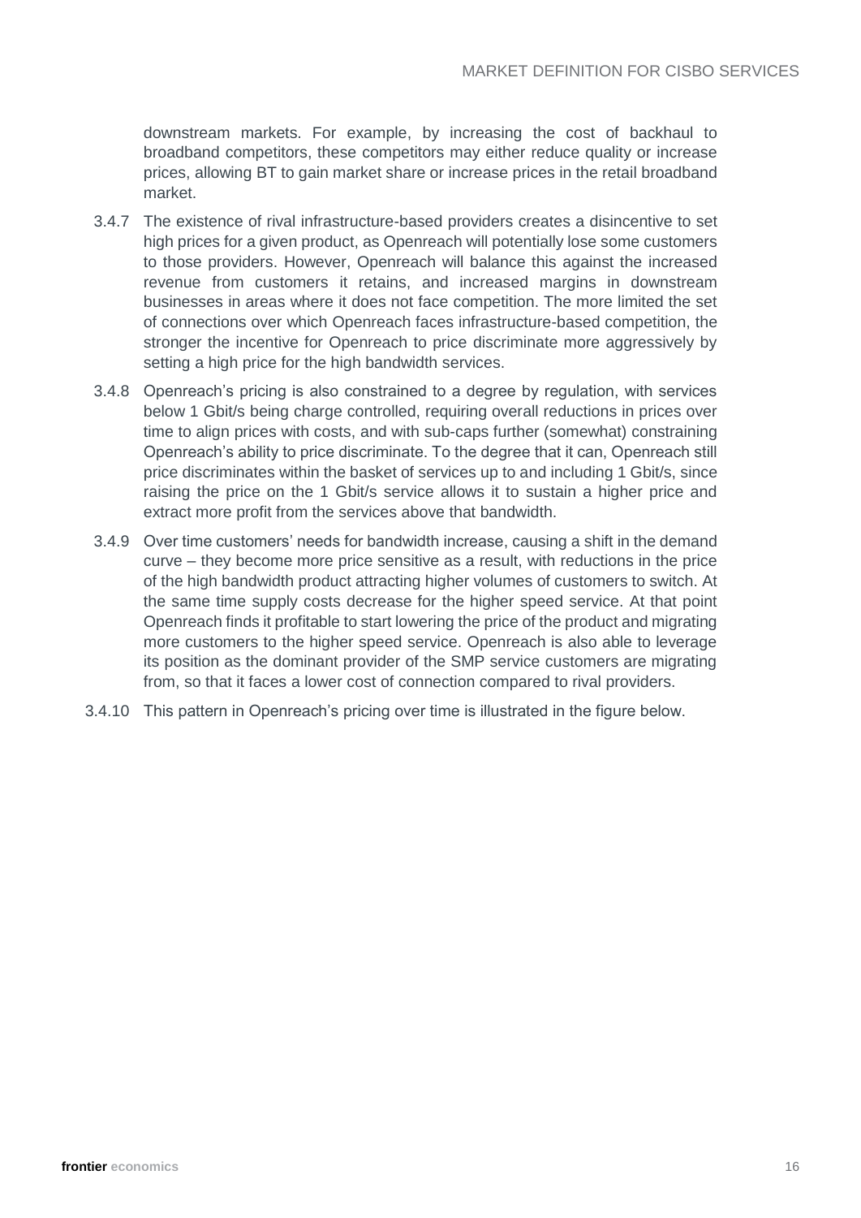downstream markets. For example, by increasing the cost of backhaul to broadband competitors, these competitors may either reduce quality or increase prices, allowing BT to gain market share or increase prices in the retail broadband market.

3.4.7 The existence of rival infrastructure-based providers creates a disincentive to set high prices for a given product, as Openreach will potentially lose some customers to those providers. However, Openreach will balance this against the increased revenue from customers it retains, and increased margins in downstream businesses in areas where it does not face competition. The more limited the set of connections over which Openreach faces infrastructure-based competition, the stronger the incentive for Openreach to price discriminate more aggressively by setting a high price for the high bandwidth services.

3.4.8 Openreach's pricing is also constrained to a degree by regulation, with services below 1 Gbit/s being charge controlled, requiring overall reductions in prices over time to align prices with costs, and with sub-caps further (somewhat) constraining Openreach's ability to price discriminate. To the degree that it can, Openreach still price discriminates within the basket of services up to and including 1 Gbit/s, since raising the price on the 1 Gbit/s service allows it to sustain a higher price and extract more profit from the services above that bandwidth.

3.4.9 Over time customers' needs for bandwidth increase, causing a shift in the demand curve – they become more price sensitive as a result, with reductions in the price of the high bandwidth product attracting higher volumes of customers to switch. At the same time supply costs decrease for the higher speed service. At that point Openreach finds it profitable to start lowering the price of the product and migrating more customers to the higher speed service. Openreach is also able to leverage its position as the dominant provider of the SMP service customers are migrating from, so that it faces a lower cost of connection compared to rival providers.

3.4.10 This pattern in Openreach's pricing over time is illustrated in the figure below.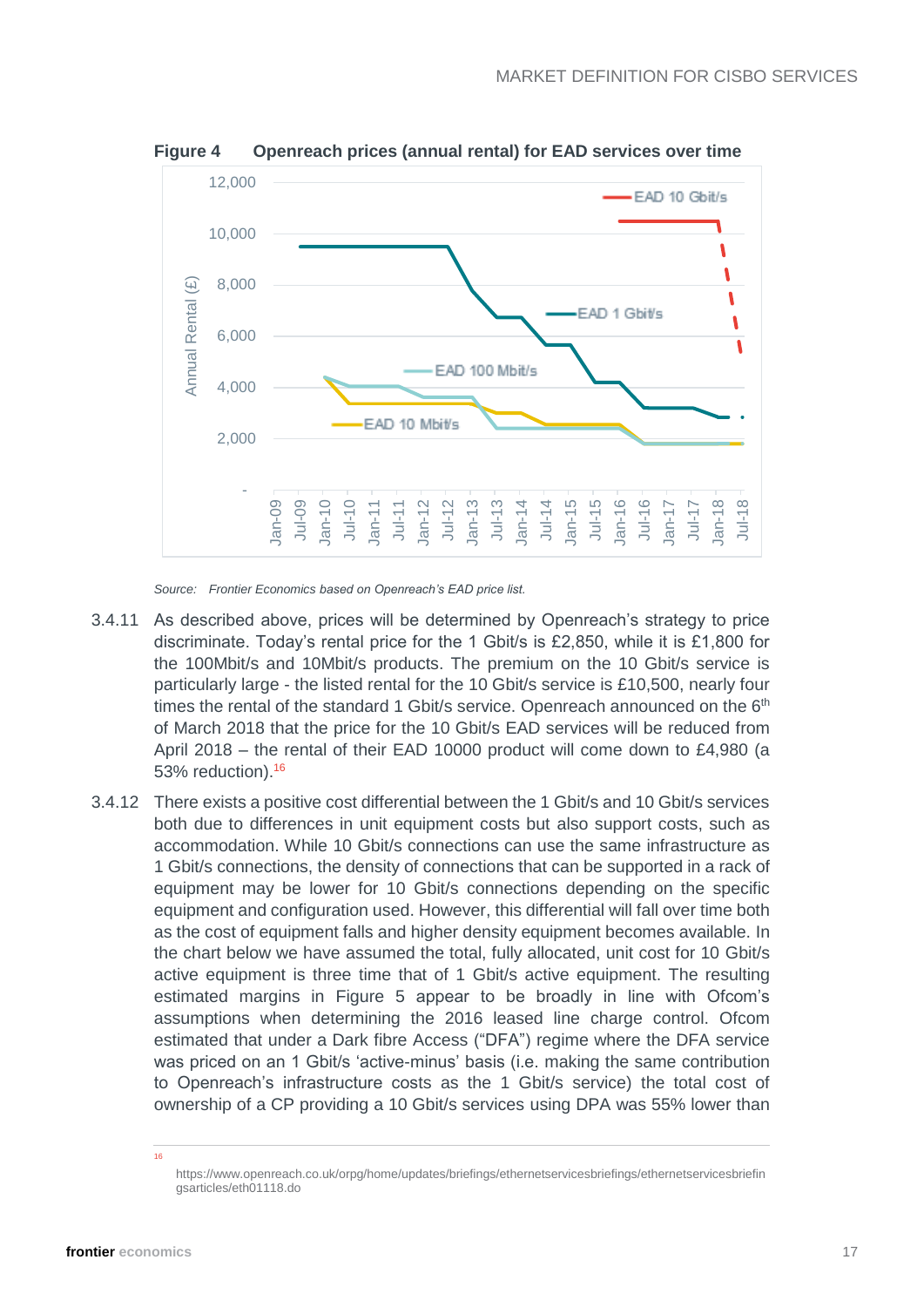**Figure 4 Openreach prices (annual rental) for EAD services over time**

*Source: Frontier Economics based on Openreach's EAD price list.*

3.4.11 As described above, prices will be determined by Openreach's strategy to price discriminate. Today's rental price for the 1 Gbit/s is £2,850, while it is £1,800 for the 100Mbit/s and 10Mbit/s products. The premium on the 10 Gbit/s service is particularly large - the listed rental for the 10 Gbit/s service is £10,500, nearly four times the rental of the standard 1 Gbit/s service. Openreach announced on the 6th of March 2018 that the price for the 10 Gbit/s EAD services will be reduced from April 2018 – the rental of their EAD 10000 product will come down to £4,980 (a 53% reduction).[16]

3.4.12 There exists a positive cost differential between the 1 Gbit/s and 10 Gbit/s services both due to differences in unit equipment costs but also support costs, such as accommodation. While 10 Gbit/s connections can use the same infrastructure as 1 Gbit/s connections, the density of connections that can be supported in a rack of equipment may be lower for 10 Gbit/s connections depending on the specific equipment and configuration used. However, this differential will fall over time both as the cost of equipment falls and higher density equipment becomes available. In the chart below we have assumed the total, fully allocated, unit cost for 10 Gbit/s active equipment is three time that of 1 Gbit/s active equipment. The resulting estimated margins in Figure 5 appear to be broadly in line with Ofcom's assumptions when determining the 2016 leased line charge control. Ofcom estimated that under a Dark fibre Access ("DFA") regime where the DFA service was priced on an 1 Gbit/s 'active-minus' basis (i.e. making the same contribution to Openreach's infrastructure costs as the 1 Gbit/s service) the total cost of ownership of a CP providing a 10 Gbit/s services using DPA was 55% lower than

---

[16] https://www.openreach.co.uk/orpg/home/updates/briefings/ethernetservicesbriefings/ethernetservicesbriefingsarticles/eth01118.do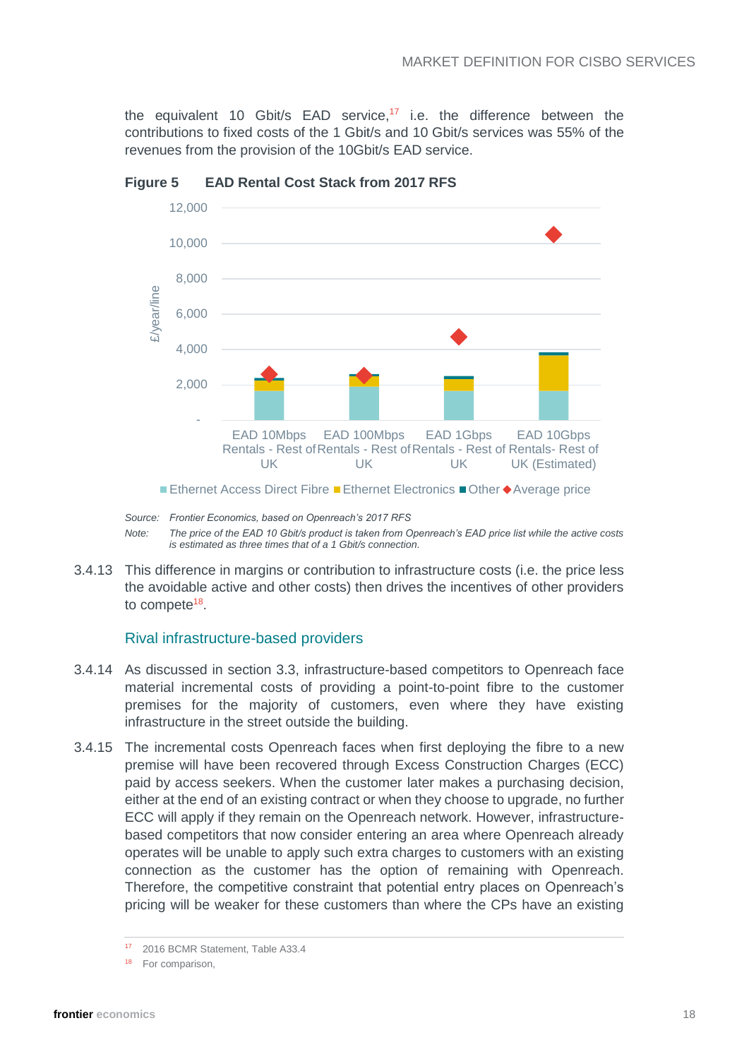the equivalent 10 Gbit/s EAD service,[17] i.e. the difference between the contributions to fixed costs of the 1 Gbit/s and 10 Gbit/s services was 55% of the revenues from the provision of the 10Gbit/s EAD service.

**Figure 5 EAD Rental Cost Stack from 2017 RFS**

*Source: Frontier Economics, based on Openreach's 2017 RFS*

*Note: The price of the EAD 10 Gbit/s product is taken from Openreach's EAD price list while the active costs is estimated as three times that of a 1 Gbit/s connection.*

3.4.13 This difference in margins or contribution to infrastructure costs (i.e. the price less the avoidable active and other costs) then drives the incentives of other providers to compete[18].

### Rival infrastructure-based providers

3.4.14 As discussed in section 3.3, infrastructure-based competitors to Openreach face material incremental costs of providing a point-to-point fibre to the customer premises for the majority of customers, even where they have existing infrastructure in the street outside the building.

3.4.15 The incremental costs Openreach faces when first deploying the fibre to a new premise will have been recovered through Excess Construction Charges (ECC) paid by access seekers. When the customer later makes a purchasing decision, either at the end of an existing contract or when they choose to upgrade, no further ECC will apply if they remain on the Openreach network. However, infrastructure-based competitors that now consider entering an area where Openreach already operates will be unable to apply such extra charges to customers with an existing connection as the customer has the option of remaining with Openreach. Therefore, the competitive constraint that potential entry places on Openreach's pricing will be weaker for these customers than where the CPs have an existing

[17] 2016 BCMR Statement, Table A33.4

[18] For comparison,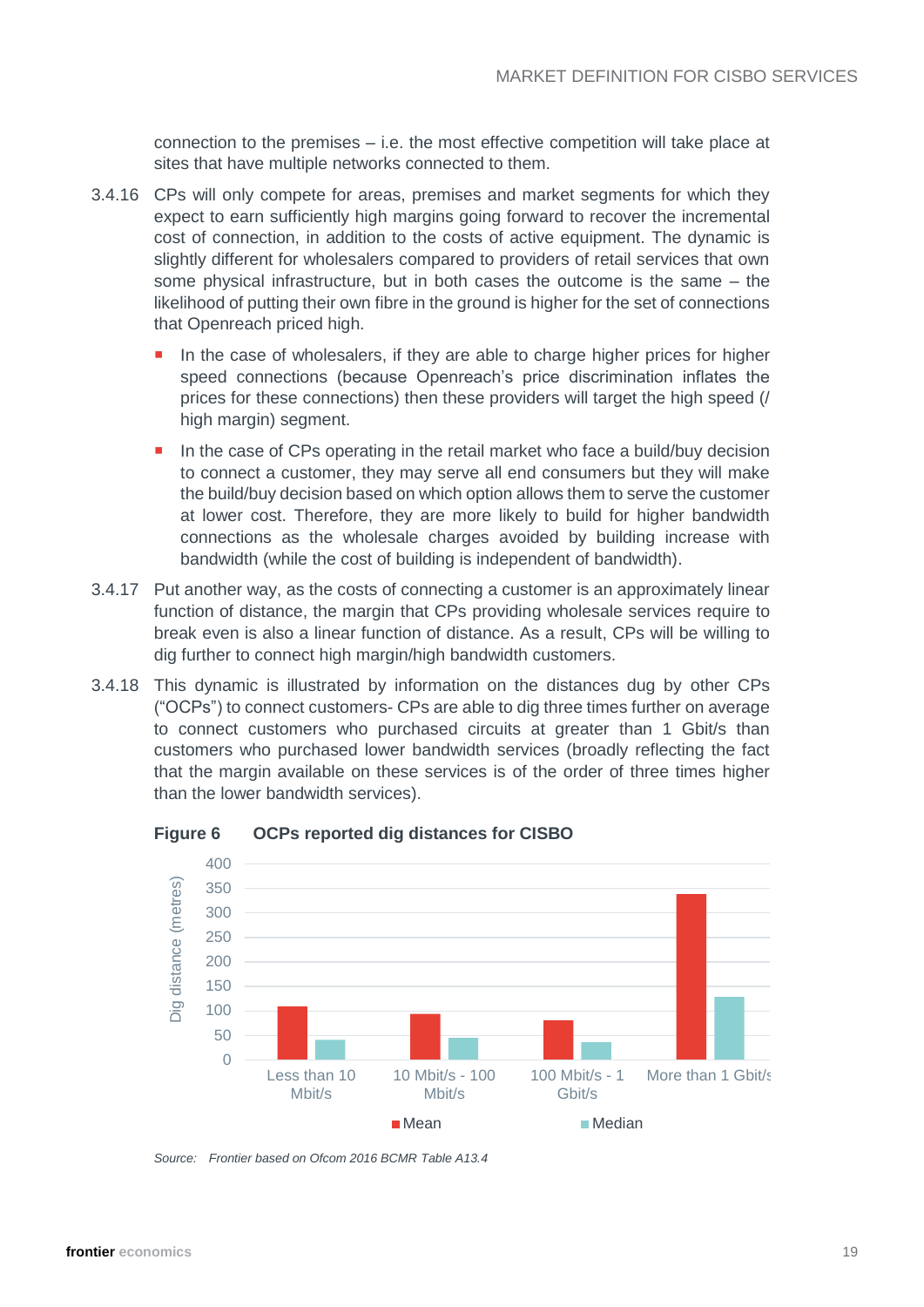connection to the premises – i.e. the most effective competition will take place at sites that have multiple networks connected to them.

3.4.16 CPs will only compete for areas, premises and market segments for which they expect to earn sufficiently high margins going forward to recover the incremental cost of connection, in addition to the costs of active equipment. The dynamic is slightly different for wholesalers compared to providers of retail services that own some physical infrastructure, but in both cases the outcome is the same – the likelihood of putting their own fibre in the ground is higher for the set of connections that Openreach priced high.

- In the case of wholesalers, if they are able to charge higher prices for higher speed connections (because Openreach's price discrimination inflates the prices for these connections) then these providers will target the high speed (/ high margin) segment.
- In the case of CPs operating in the retail market who face a build/buy decision to connect a customer, they may serve all end consumers but they will make the build/buy decision based on which option allows them to serve the customer at lower cost. Therefore, they are more likely to build for higher bandwidth connections as the wholesale charges avoided by building increase with bandwidth (while the cost of building is independent of bandwidth).

3.4.17 Put another way, as the costs of connecting a customer is an approximately linear function of distance, the margin that CPs providing wholesale services require to break even is also a linear function of distance. As a result, CPs will be willing to dig further to connect high margin/high bandwidth customers.

3.4.18 This dynamic is illustrated by information on the distances dug by other CPs ("OCPs") to connect customers- CPs are able to dig three times further on average to connect customers who purchased circuits at greater than 1 Gbit/s than customers who purchased lower bandwidth services (broadly reflecting the fact that the margin available on these services is of the order of three times higher than the lower bandwidth services).

**Figure 6 OCPs reported dig distances for CISBO**

| Dig distance (metres) | Mean | Median |
|---|---|---|
| Less than 10 Mbit/s | ~110 | ~40 |
| 10 Mbit/s - 100 Mbit/s | ~95 | ~45 |
| 100 Mbit/s - 1 Gbit/s | ~80 | ~35 |
| More than 1 Gbit/s | ~340 | ~130 |

*Source: Frontier based on Ofcom 2016 BCMR Table A13.4*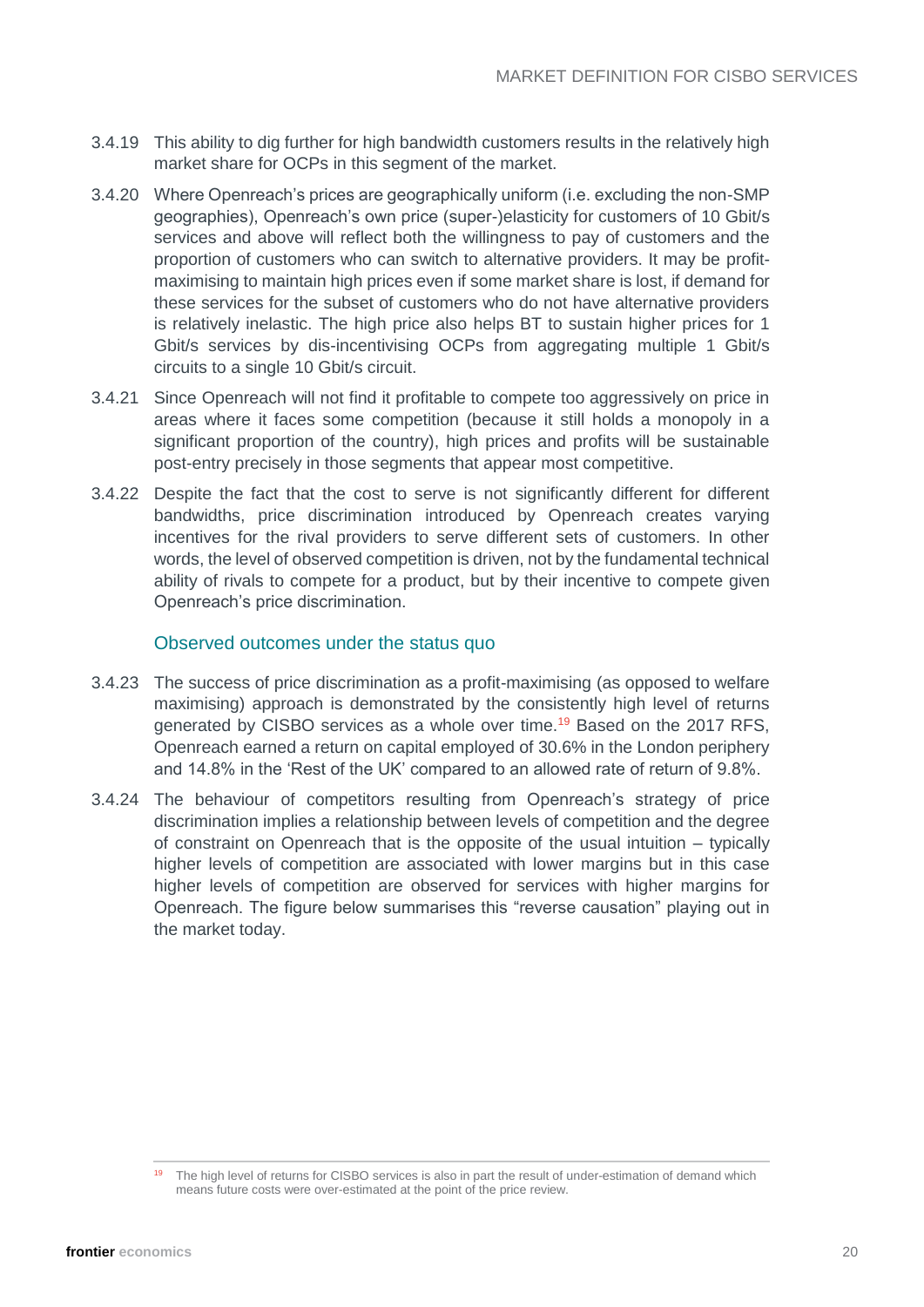3.4.19 This ability to dig further for high bandwidth customers results in the relatively high market share for OCPs in this segment of the market.

3.4.20 Where Openreach's prices are geographically uniform (i.e. excluding the non-SMP geographies), Openreach's own price (super-)elasticity for customers of 10 Gbit/s services and above will reflect both the willingness to pay of customers and the proportion of customers who can switch to alternative providers. It may be profit-maximising to maintain high prices even if some market share is lost, if demand for these services for the subset of customers who do not have alternative providers is relatively inelastic. The high price also helps BT to sustain higher prices for 1 Gbit/s services by dis-incentivising OCPs from aggregating multiple 1 Gbit/s circuits to a single 10 Gbit/s circuit.

3.4.21 Since Openreach will not find it profitable to compete too aggressively on price in areas where it faces some competition (because it still holds a monopoly in a significant proportion of the country), high prices and profits will be sustainable post-entry precisely in those segments that appear most competitive.

3.4.22 Despite the fact that the cost to serve is not significantly different for different bandwidths, price discrimination introduced by Openreach creates varying incentives for the rival providers to serve different sets of customers. In other words, the level of observed competition is driven, not by the fundamental technical ability of rivals to compete for a product, but by their incentive to compete given Openreach's price discrimination.

### Observed outcomes under the status quo

3.4.23 The success of price discrimination as a profit-maximising (as opposed to welfare maximising) approach is demonstrated by the consistently high level of returns generated by CISBO services as a whole over time.[19] Based on the 2017 RFS, Openreach earned a return on capital employed of 30.6% in the London periphery and 14.8% in the 'Rest of the UK' compared to an allowed rate of return of 9.8%.

3.4.24 The behaviour of competitors resulting from Openreach's strategy of price discrimination implies a relationship between levels of competition and the degree of constraint on Openreach that is the opposite of the usual intuition – typically higher levels of competition are associated with lower margins but in this case higher levels of competition are observed for services with higher margins for Openreach. The figure below summarises this "reverse causation" playing out in the market today.

[19] The high level of returns for CISBO services is also in part the result of under-estimation of demand which means future costs were over-estimated at the point of the price review.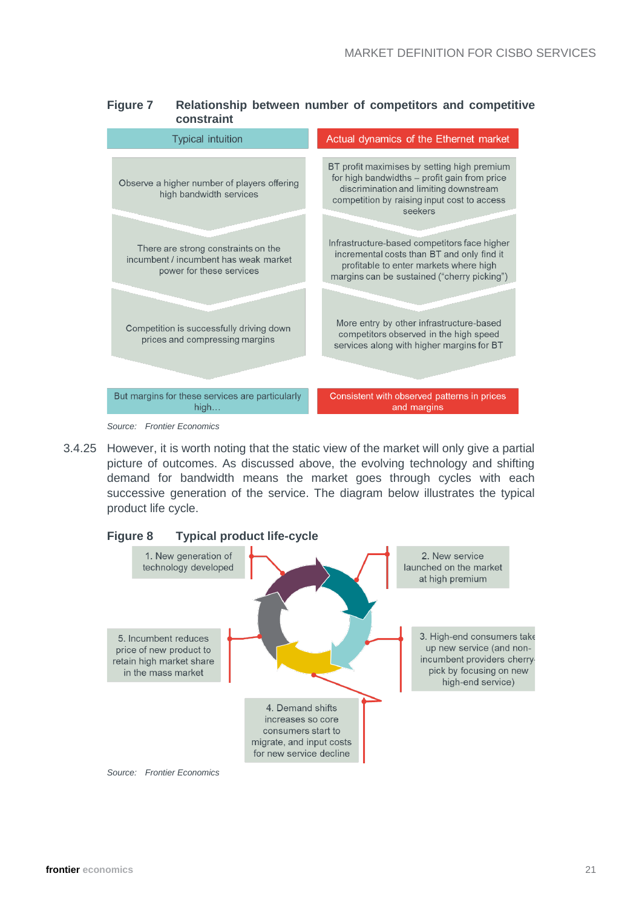**Figure 7 Relationship between number of competitors and competitive constraint**

| Typical intuition | Actual dynamics of the Ethernet market |
|---|---|
| Observe a higher number of players offering high bandwidth services | BT profit maximises by setting high premium for high bandwidths – profit gain from price discrimination and limiting downstream competition by raising input cost to access seekers |
| There are strong constraints on the incumbent / incumbent has weak market power for these services | Infrastructure-based competitors face higher incremental costs than BT and only find it profitable to enter markets where high margins can be sustained ("cherry picking") |
| Competition is successfully driving down prices and compressing margins | More entry by other infrastructure-based competitors observed in the high speed services along with higher margins for BT |
| But margins for these services are particularly high… | Consistent with observed patterns in prices and margins |

*Source: Frontier Economics*

3.4.25 However, it is worth noting that the static view of the market will only give a partial picture of outcomes. As discussed above, the evolving technology and shifting demand for bandwidth means the market goes through cycles with each successive generation of the service. The diagram below illustrates the typical product life cycle.

**Figure 8 Typical product life-cycle**

1. New generation of technology developed
2. New service launched on the market at high premium
3. High-end consumers take up new service (and non-incumbent providers cherry-pick by focusing on new high-end service)
4. Demand shifts increases so core consumers start to migrate, and input costs for new service decline
5. Incumbent reduces price of new product to retain high market share in the mass market

*Source: Frontier Economics*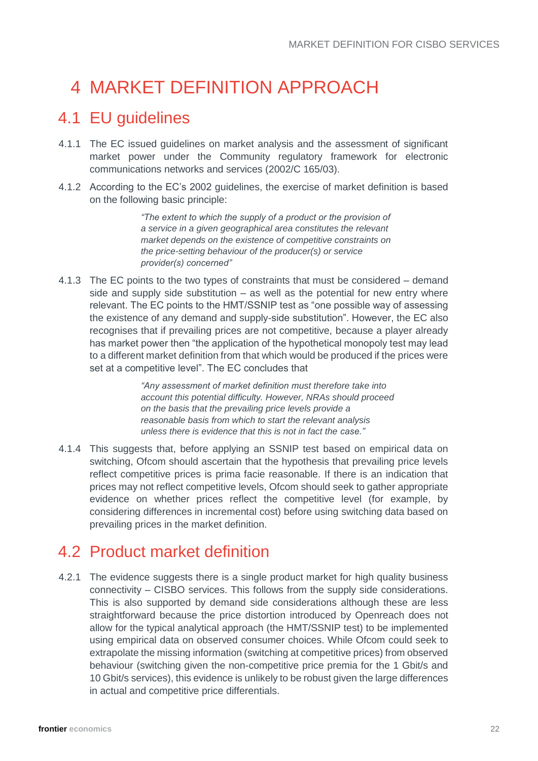# 4 MARKET DEFINITION APPROACH

## 4.1 EU guidelines

4.1.1 The EC issued guidelines on market analysis and the assessment of significant market power under the Community regulatory framework for electronic communications networks and services (2002/C 165/03).

4.1.2 According to the EC's 2002 guidelines, the exercise of market definition is based on the following basic principle:

> *"The extent to which the supply of a product or the provision of a service in a given geographical area constitutes the relevant market depends on the existence of competitive constraints on the price-setting behaviour of the producer(s) or service provider(s) concerned"*

4.1.3 The EC points to the two types of constraints that must be considered – demand side and supply side substitution – as well as the potential for new entry where relevant. The EC points to the HMT/SSNIP test as "one possible way of assessing the existence of any demand and supply-side substitution". However, the EC also recognises that if prevailing prices are not competitive, because a player already has market power then "the application of the hypothetical monopoly test may lead to a different market definition from that which would be produced if the prices were set at a competitive level". The EC concludes that

> *"Any assessment of market definition must therefore take into account this potential difficulty. However, NRAs should proceed on the basis that the prevailing price levels provide a reasonable basis from which to start the relevant analysis unless there is evidence that this is not in fact the case."*

4.1.4 This suggests that, before applying an SSNIP test based on empirical data on switching, Ofcom should ascertain that the hypothesis that prevailing price levels reflect competitive prices is prima facie reasonable. If there is an indication that prices may not reflect competitive levels, Ofcom should seek to gather appropriate evidence on whether prices reflect the competitive level (for example, by considering differences in incremental cost) before using switching data based on prevailing prices in the market definition.

## 4.2 Product market definition

4.2.1 The evidence suggests there is a single product market for high quality business connectivity – CISBO services. This follows from the supply side considerations. This is also supported by demand side considerations although these are less straightforward because the price distortion introduced by Openreach does not allow for the typical analytical approach (the HMT/SSNIP test) to be implemented using empirical data on observed consumer choices. While Ofcom could seek to extrapolate the missing information (switching at competitive prices) from observed behaviour (switching given the non-competitive price premia for the 1 Gbit/s and 10 Gbit/s services), this evidence is unlikely to be robust given the large differences in actual and competitive price differentials.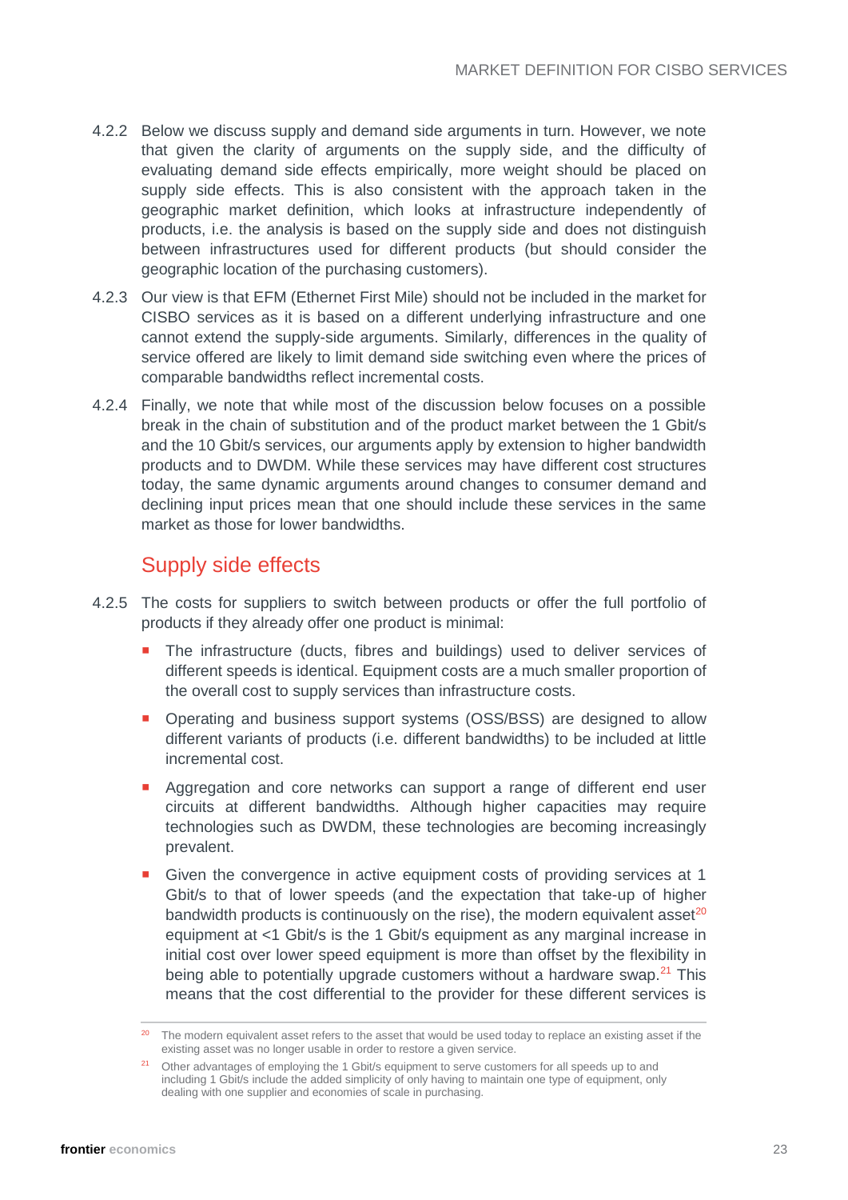4.2.2 Below we discuss supply and demand side arguments in turn. However, we note that given the clarity of arguments on the supply side, and the difficulty of evaluating demand side effects empirically, more weight should be placed on supply side effects. This is also consistent with the approach taken in the geographic market definition, which looks at infrastructure independently of products, i.e. the analysis is based on the supply side and does not distinguish between infrastructures used for different products (but should consider the geographic location of the purchasing customers).

4.2.3 Our view is that EFM (Ethernet First Mile) should not be included in the market for CISBO services as it is based on a different underlying infrastructure and one cannot extend the supply-side arguments. Similarly, differences in the quality of service offered are likely to limit demand side switching even where the prices of comparable bandwidths reflect incremental costs.

4.2.4 Finally, we note that while most of the discussion below focuses on a possible break in the chain of substitution and of the product market between the 1 Gbit/s and the 10 Gbit/s services, our arguments apply by extension to higher bandwidth products and to DWDM. While these services may have different cost structures today, the same dynamic arguments around changes to consumer demand and declining input prices mean that one should include these services in the same market as those for lower bandwidths.

## Supply side effects

4.2.5 The costs for suppliers to switch between products or offer the full portfolio of products if they already offer one product is minimal:

- The infrastructure (ducts, fibres and buildings) used to deliver services of different speeds is identical. Equipment costs are a much smaller proportion of the overall cost to supply services than infrastructure costs.
- Operating and business support systems (OSS/BSS) are designed to allow different variants of products (i.e. different bandwidths) to be included at little incremental cost.
- Aggregation and core networks can support a range of different end user circuits at different bandwidths. Although higher capacities may require technologies such as DWDM, these technologies are becoming increasingly prevalent.
- Given the convergence in active equipment costs of providing services at 1 Gbit/s to that of lower speeds (and the expectation that take-up of higher bandwidth products is continuously on the rise), the modern equivalent asset[20] equipment at <1 Gbit/s is the 1 Gbit/s equipment as any marginal increase in initial cost over lower speed equipment is more than offset by the flexibility in being able to potentially upgrade customers without a hardware swap.[21] This means that the cost differential to the provider for these different services is

---

[20] The modern equivalent asset refers to the asset that would be used today to replace an existing asset if the existing asset was no longer usable in order to restore a given service.

[21] Other advantages of employing the 1 Gbit/s equipment to serve customers for all speeds up to and including 1 Gbit/s include the added simplicity of only having to maintain one type of equipment, only dealing with one supplier and economies of scale in purchasing.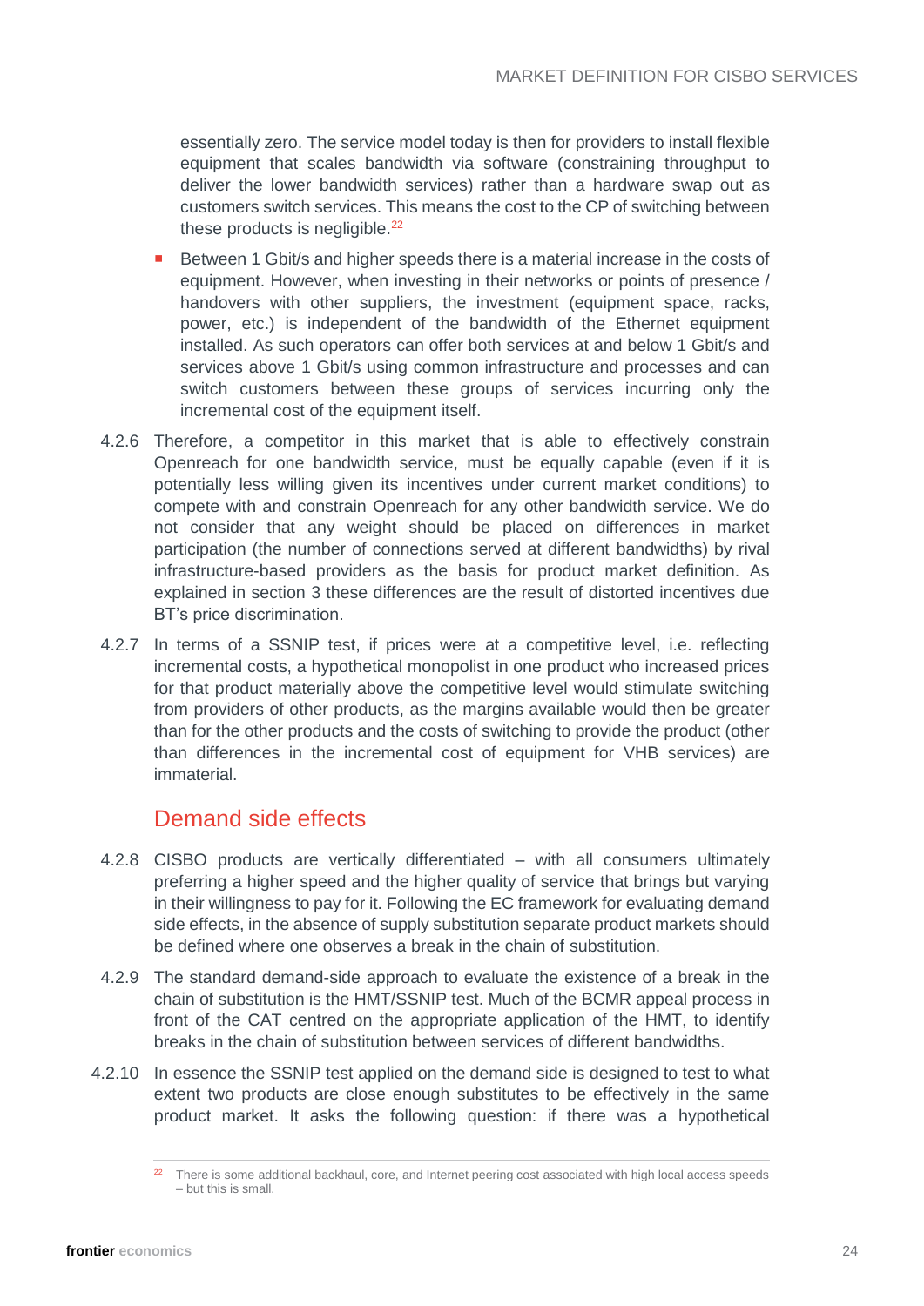essentially zero. The service model today is then for providers to install flexible equipment that scales bandwidth via software (constraining throughput to deliver the lower bandwidth services) rather than a hardware swap out as customers switch services. This means the cost to the CP of switching between these products is negligible.[22]

- Between 1 Gbit/s and higher speeds there is a material increase in the costs of equipment. However, when investing in their networks or points of presence / handovers with other suppliers, the investment (equipment space, racks, power, etc.) is independent of the bandwidth of the Ethernet equipment installed. As such operators can offer both services at and below 1 Gbit/s and services above 1 Gbit/s using common infrastructure and processes and can switch customers between these groups of services incurring only the incremental cost of the equipment itself.

4.2.6 Therefore, a competitor in this market that is able to effectively constrain Openreach for one bandwidth service, must be equally capable (even if it is potentially less willing given its incentives under current market conditions) to compete with and constrain Openreach for any other bandwidth service. We do not consider that any weight should be placed on differences in market participation (the number of connections served at different bandwidths) by rival infrastructure-based providers as the basis for product market definition. As explained in section 3 these differences are the result of distorted incentives due BT's price discrimination.

4.2.7 In terms of a SSNIP test, if prices were at a competitive level, i.e. reflecting incremental costs, a hypothetical monopolist in one product who increased prices for that product materially above the competitive level would stimulate switching from providers of other products, as the margins available would then be greater than for the other products and the costs of switching to provide the product (other than differences in the incremental cost of equipment for VHB services) are immaterial.

## Demand side effects

4.2.8 CISBO products are vertically differentiated – with all consumers ultimately preferring a higher speed and the higher quality of service that brings but varying in their willingness to pay for it. Following the EC framework for evaluating demand side effects, in the absence of supply substitution separate product markets should be defined where one observes a break in the chain of substitution.

4.2.9 The standard demand-side approach to evaluate the existence of a break in the chain of substitution is the HMT/SSNIP test. Much of the BCMR appeal process in front of the CAT centred on the appropriate application of the HMT, to identify breaks in the chain of substitution between services of different bandwidths.

4.2.10 In essence the SSNIP test applied on the demand side is designed to test to what extent two products are close enough substitutes to be effectively in the same product market. It asks the following question: if there was a hypothetical

---

[22] There is some additional backhaul, core, and Internet peering cost associated with high local access speeds – but this is small.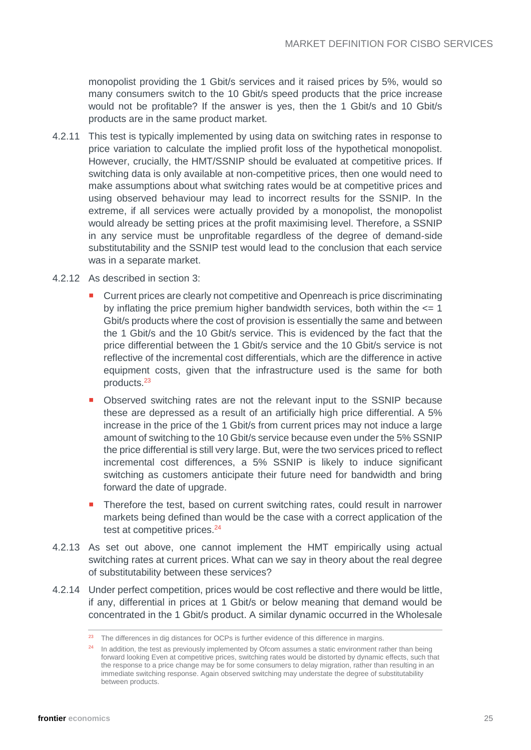monopolist providing the 1 Gbit/s services and it raised prices by 5%, would so many consumers switch to the 10 Gbit/s speed products that the price increase would not be profitable? If the answer is yes, then the 1 Gbit/s and 10 Gbit/s products are in the same product market.

4.2.11 This test is typically implemented by using data on switching rates in response to price variation to calculate the implied profit loss of the hypothetical monopolist. However, crucially, the HMT/SSNIP should be evaluated at competitive prices. If switching data is only available at non-competitive prices, then one would need to make assumptions about what switching rates would be at competitive prices and using observed behaviour may lead to incorrect results for the SSNIP. In the extreme, if all services were actually provided by a monopolist, the monopolist would already be setting prices at the profit maximising level. Therefore, a SSNIP in any service must be unprofitable regardless of the degree of demand-side substitutability and the SSNIP test would lead to the conclusion that each service was in a separate market.

4.2.12 As described in section 3:

- Current prices are clearly not competitive and Openreach is price discriminating by inflating the price premium higher bandwidth services, both within the <= 1 Gbit/s products where the cost of provision is essentially the same and between the 1 Gbit/s and the 10 Gbit/s service. This is evidenced by the fact that the price differential between the 1 Gbit/s service and the 10 Gbit/s service is not reflective of the incremental cost differentials, which are the difference in active equipment costs, given that the infrastructure used is the same for both products.[23]
- Observed switching rates are not the relevant input to the SSNIP because these are depressed as a result of an artificially high price differential. A 5% increase in the price of the 1 Gbit/s from current prices may not induce a large amount of switching to the 10 Gbit/s service because even under the 5% SSNIP the price differential is still very large. But, were the two services priced to reflect incremental cost differences, a 5% SSNIP is likely to induce significant switching as customers anticipate their future need for bandwidth and bring forward the date of upgrade.
- Therefore the test, based on current switching rates, could result in narrower markets being defined than would be the case with a correct application of the test at competitive prices.[24]

4.2.13 As set out above, one cannot implement the HMT empirically using actual switching rates at current prices. What can we say in theory about the real degree of substitutability between these services?

4.2.14 Under perfect competition, prices would be cost reflective and there would be little, if any, differential in prices at 1 Gbit/s or below meaning that demand would be concentrated in the 1 Gbit/s product. A similar dynamic occurred in the Wholesale

---

[23] The differences in dig distances for OCPs is further evidence of this difference in margins.

[24] In addition, the test as previously implemented by Ofcom assumes a static environment rather than being forward looking Even at competitive prices, switching rates would be distorted by dynamic effects, such that the response to a price change may be for some consumers to delay migration, rather than resulting in an immediate switching response. Again observed switching may understate the degree of substitutability between products.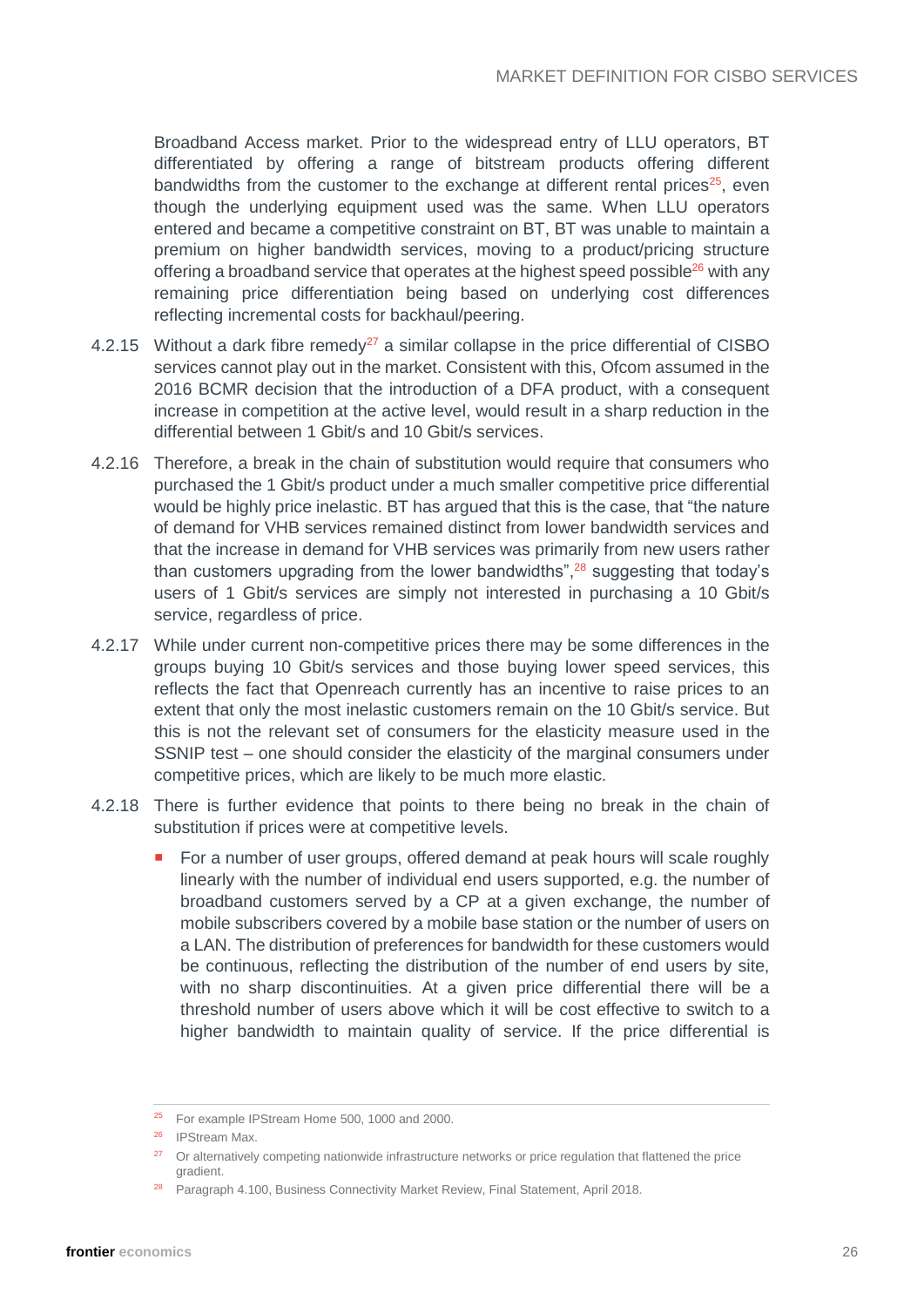Broadband Access market. Prior to the widespread entry of LLU operators, BT differentiated by offering a range of bitstream products offering different bandwidths from the customer to the exchange at different rental prices[25], even though the underlying equipment used was the same. When LLU operators entered and became a competitive constraint on BT, BT was unable to maintain a premium on higher bandwidth services, moving to a product/pricing structure offering a broadband service that operates at the highest speed possible[26] with any remaining price differentiation being based on underlying cost differences reflecting incremental costs for backhaul/peering.

4.2.15 Without a dark fibre remedy[27] a similar collapse in the price differential of CISBO services cannot play out in the market. Consistent with this, Ofcom assumed in the 2016 BCMR decision that the introduction of a DFA product, with a consequent increase in competition at the active level, would result in a sharp reduction in the differential between 1 Gbit/s and 10 Gbit/s services.

4.2.16 Therefore, a break in the chain of substitution would require that consumers who purchased the 1 Gbit/s product under a much smaller competitive price differential would be highly price inelastic. BT has argued that this is the case, that "the nature of demand for VHB services remained distinct from lower bandwidth services and that the increase in demand for VHB services was primarily from new users rather than customers upgrading from the lower bandwidths",[28] suggesting that today's users of 1 Gbit/s services are simply not interested in purchasing a 10 Gbit/s service, regardless of price.

4.2.17 While under current non-competitive prices there may be some differences in the groups buying 10 Gbit/s services and those buying lower speed services, this reflects the fact that Openreach currently has an incentive to raise prices to an extent that only the most inelastic customers remain on the 10 Gbit/s service. But this is not the relevant set of consumers for the elasticity measure used in the SSNIP test – one should consider the elasticity of the marginal consumers under competitive prices, which are likely to be much more elastic.

4.2.18 There is further evidence that points to there being no break in the chain of substitution if prices were at competitive levels.

- For a number of user groups, offered demand at peak hours will scale roughly linearly with the number of individual end users supported, e.g. the number of broadband customers served by a CP at a given exchange, the number of mobile subscribers covered by a mobile base station or the number of users on a LAN. The distribution of preferences for bandwidth for these customers would be continuous, reflecting the distribution of the number of end users by site, with no sharp discontinuities. At a given price differential there will be a threshold number of users above which it will be cost effective to switch to a higher bandwidth to maintain quality of service. If the price differential is

---

[25] For example IPStream Home 500, 1000 and 2000.

[26] IPStream Max.

[27] Or alternatively competing nationwide infrastructure networks or price regulation that flattened the price gradient.

[28] Paragraph 4.100, Business Connectivity Market Review, Final Statement, April 2018.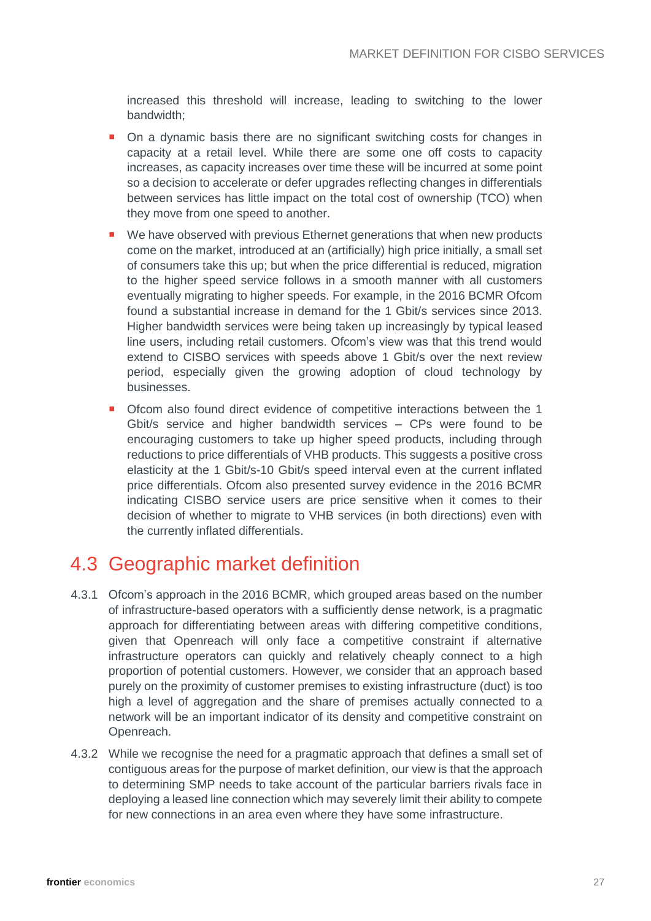increased this threshold will increase, leading to switching to the lower bandwidth;

- On a dynamic basis there are no significant switching costs for changes in capacity at a retail level. While there are some one off costs to capacity increases, as capacity increases over time these will be incurred at some point so a decision to accelerate or defer upgrades reflecting changes in differentials between services has little impact on the total cost of ownership (TCO) when they move from one speed to another.
- We have observed with previous Ethernet generations that when new products come on the market, introduced at an (artificially) high price initially, a small set of consumers take this up; but when the price differential is reduced, migration to the higher speed service follows in a smooth manner with all customers eventually migrating to higher speeds. For example, in the 2016 BCMR Ofcom found a substantial increase in demand for the 1 Gbit/s services since 2013. Higher bandwidth services were being taken up increasingly by typical leased line users, including retail customers. Ofcom's view was that this trend would extend to CISBO services with speeds above 1 Gbit/s over the next review period, especially given the growing adoption of cloud technology by businesses.
- Ofcom also found direct evidence of competitive interactions between the 1 Gbit/s service and higher bandwidth services – CPs were found to be encouraging customers to take up higher speed products, including through reductions to price differentials of VHB products. This suggests a positive cross elasticity at the 1 Gbit/s-10 Gbit/s speed interval even at the current inflated price differentials. Ofcom also presented survey evidence in the 2016 BCMR indicating CISBO service users are price sensitive when it comes to their decision of whether to migrate to VHB services (in both directions) even with the currently inflated differentials.

## 4.3 Geographic market definition

4.3.1 Ofcom's approach in the 2016 BCMR, which grouped areas based on the number of infrastructure-based operators with a sufficiently dense network, is a pragmatic approach for differentiating between areas with differing competitive conditions, given that Openreach will only face a competitive constraint if alternative infrastructure operators can quickly and relatively cheaply connect to a high proportion of potential customers. However, we consider that an approach based purely on the proximity of customer premises to existing infrastructure (duct) is too high a level of aggregation and the share of premises actually connected to a network will be an important indicator of its density and competitive constraint on Openreach.

4.3.2 While we recognise the need for a pragmatic approach that defines a small set of contiguous areas for the purpose of market definition, our view is that the approach to determining SMP needs to take account of the particular barriers rivals face in deploying a leased line connection which may severely limit their ability to compete for new connections in an area even where they have some infrastructure.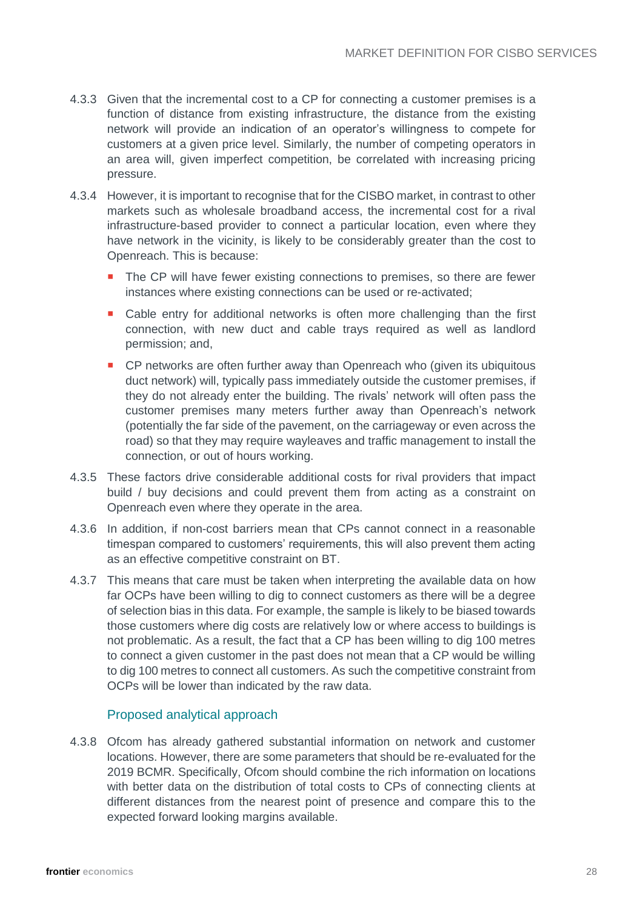4.3.3 Given that the incremental cost to a CP for connecting a customer premises is a function of distance from existing infrastructure, the distance from the existing network will provide an indication of an operator's willingness to compete for customers at a given price level. Similarly, the number of competing operators in an area will, given imperfect competition, be correlated with increasing pricing pressure.

4.3.4 However, it is important to recognise that for the CISBO market, in contrast to other markets such as wholesale broadband access, the incremental cost for a rival infrastructure-based provider to connect a particular location, even where they have network in the vicinity, is likely to be considerably greater than the cost to Openreach. This is because:

- The CP will have fewer existing connections to premises, so there are fewer instances where existing connections can be used or re-activated;
- Cable entry for additional networks is often more challenging than the first connection, with new duct and cable trays required as well as landlord permission; and,
- CP networks are often further away than Openreach who (given its ubiquitous duct network) will, typically pass immediately outside the customer premises, if they do not already enter the building. The rivals' network will often pass the customer premises many meters further away than Openreach's network (potentially the far side of the pavement, on the carriageway or even across the road) so that they may require wayleaves and traffic management to install the connection, or out of hours working.

4.3.5 These factors drive considerable additional costs for rival providers that impact build / buy decisions and could prevent them from acting as a constraint on Openreach even where they operate in the area.

4.3.6 In addition, if non-cost barriers mean that CPs cannot connect in a reasonable timespan compared to customers' requirements, this will also prevent them acting as an effective competitive constraint on BT.

4.3.7 This means that care must be taken when interpreting the available data on how far OCPs have been willing to dig to connect customers as there will be a degree of selection bias in this data. For example, the sample is likely to be biased towards those customers where dig costs are relatively low or where access to buildings is not problematic. As a result, the fact that a CP has been willing to dig 100 metres to connect a given customer in the past does not mean that a CP would be willing to dig 100 metres to connect all customers. As such the competitive constraint from OCPs will be lower than indicated by the raw data.

### Proposed analytical approach

4.3.8 Ofcom has already gathered substantial information on network and customer locations. However, there are some parameters that should be re-evaluated for the 2019 BCMR. Specifically, Ofcom should combine the rich information on locations with better data on the distribution of total costs to CPs of connecting clients at different distances from the nearest point of presence and compare this to the expected forward looking margins available.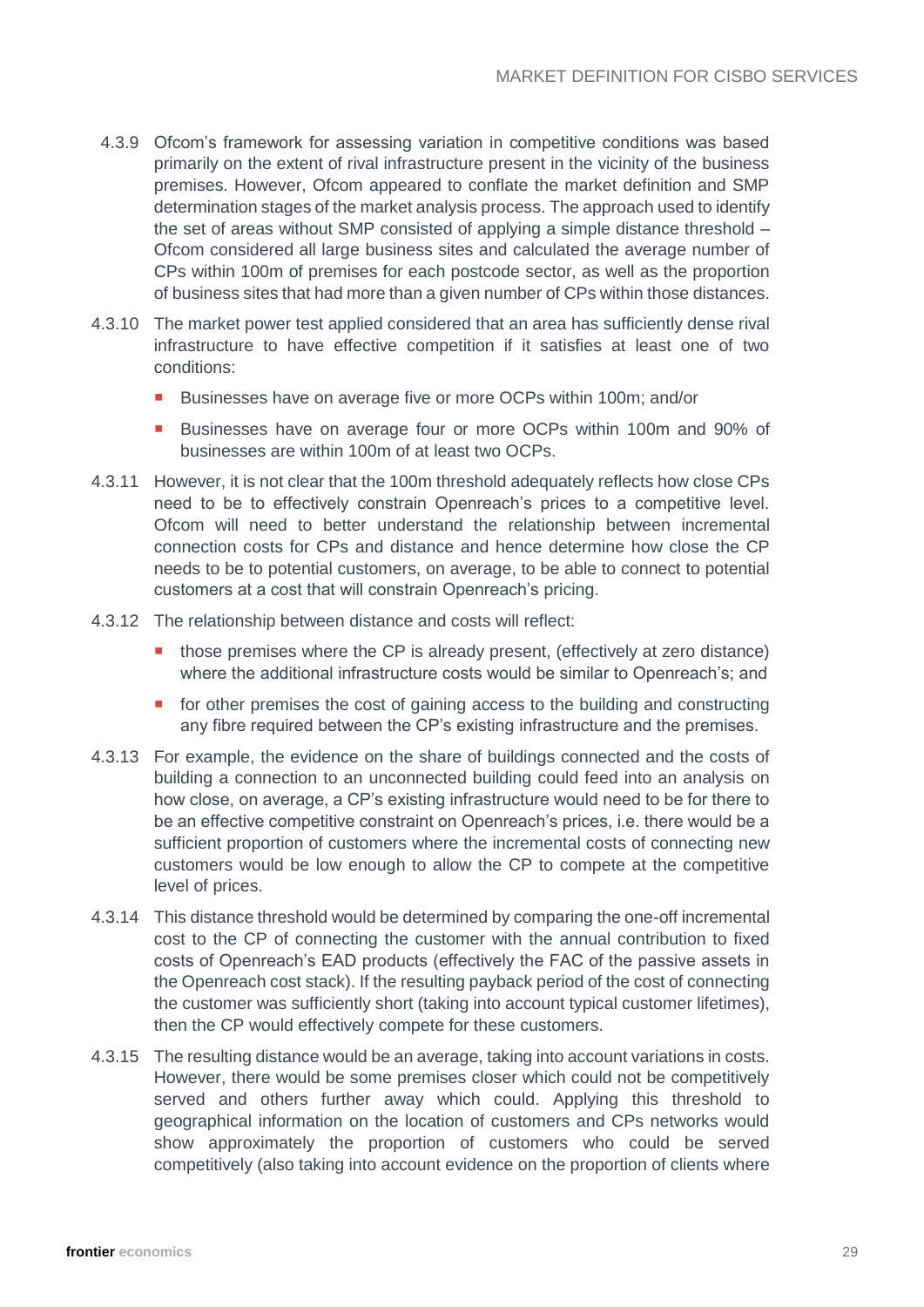4.3.9 Ofcom's framework for assessing variation in competitive conditions was based primarily on the extent of rival infrastructure present in the vicinity of the business premises. However, Ofcom appeared to conflate the market definition and SMP determination stages of the market analysis process. The approach used to identify the set of areas without SMP consisted of applying a simple distance threshold – Ofcom considered all large business sites and calculated the average number of CPs within 100m of premises for each postcode sector, as well as the proportion of business sites that had more than a given number of CPs within those distances.

4.3.10 The market power test applied considered that an area has sufficiently dense rival infrastructure to have effective competition if it satisfies at least one of two conditions:

- Businesses have on average five or more OCPs within 100m; and/or
- Businesses have on average four or more OCPs within 100m and 90% of businesses are within 100m of at least two OCPs.

4.3.11 However, it is not clear that the 100m threshold adequately reflects how close CPs need to be to effectively constrain Openreach's prices to a competitive level. Ofcom will need to better understand the relationship between incremental connection costs for CPs and distance and hence determine how close the CP needs to be to potential customers, on average, to be able to connect to potential customers at a cost that will constrain Openreach's pricing.

4.3.12 The relationship between distance and costs will reflect:

- those premises where the CP is already present, (effectively at zero distance) where the additional infrastructure costs would be similar to Openreach's; and
- for other premises the cost of gaining access to the building and constructing any fibre required between the CP's existing infrastructure and the premises.

4.3.13 For example, the evidence on the share of buildings connected and the costs of building a connection to an unconnected building could feed into an analysis on how close, on average, a CP's existing infrastructure would need to be for there to be an effective competitive constraint on Openreach's prices, i.e. there would be a sufficient proportion of customers where the incremental costs of connecting new customers would be low enough to allow the CP to compete at the competitive level of prices.

4.3.14 This distance threshold would be determined by comparing the one-off incremental cost to the CP of connecting the customer with the annual contribution to fixed costs of Openreach's EAD products (effectively the FAC of the passive assets in the Openreach cost stack). If the resulting payback period of the cost of connecting the customer was sufficiently short (taking into account typical customer lifetimes), then the CP would effectively compete for these customers.

4.3.15 The resulting distance would be an average, taking into account variations in costs. However, there would be some premises closer which could not be competitively served and others further away which could. Applying this threshold to geographical information on the location of customers and CPs networks would show approximately the proportion of customers who could be served competitively (also taking into account evidence on the proportion of clients where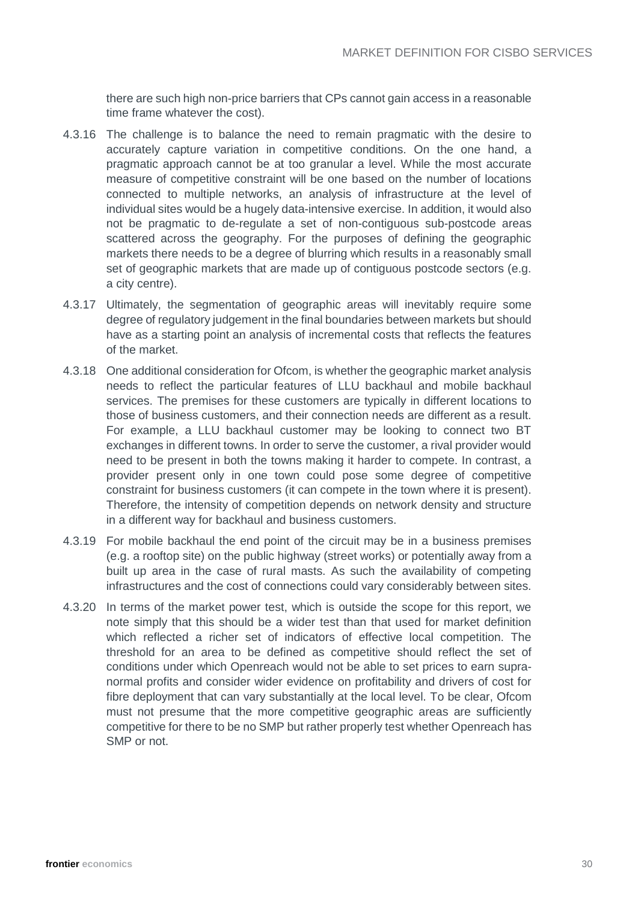there are such high non-price barriers that CPs cannot gain access in a reasonable time frame whatever the cost).

4.3.16 The challenge is to balance the need to remain pragmatic with the desire to accurately capture variation in competitive conditions. On the one hand, a pragmatic approach cannot be at too granular a level. While the most accurate measure of competitive constraint will be one based on the number of locations connected to multiple networks, an analysis of infrastructure at the level of individual sites would be a hugely data-intensive exercise. In addition, it would also not be pragmatic to de-regulate a set of non-contiguous sub-postcode areas scattered across the geography. For the purposes of defining the geographic markets there needs to be a degree of blurring which results in a reasonably small set of geographic markets that are made up of contiguous postcode sectors (e.g. a city centre).

4.3.17 Ultimately, the segmentation of geographic areas will inevitably require some degree of regulatory judgement in the final boundaries between markets but should have as a starting point an analysis of incremental costs that reflects the features of the market.

4.3.18 One additional consideration for Ofcom, is whether the geographic market analysis needs to reflect the particular features of LLU backhaul and mobile backhaul services. The premises for these customers are typically in different locations to those of business customers, and their connection needs are different as a result. For example, a LLU backhaul customer may be looking to connect two BT exchanges in different towns. In order to serve the customer, a rival provider would need to be present in both the towns making it harder to compete. In contrast, a provider present only in one town could pose some degree of competitive constraint for business customers (it can compete in the town where it is present). Therefore, the intensity of competition depends on network density and structure in a different way for backhaul and business customers.

4.3.19 For mobile backhaul the end point of the circuit may be in a business premises (e.g. a rooftop site) on the public highway (street works) or potentially away from a built up area in the case of rural masts. As such the availability of competing infrastructures and the cost of connections could vary considerably between sites.

4.3.20 In terms of the market power test, which is outside the scope for this report, we note simply that this should be a wider test than that used for market definition which reflected a richer set of indicators of effective local competition. The threshold for an area to be defined as competitive should reflect the set of conditions under which Openreach would not be able to set prices to earn supra-normal profits and consider wider evidence on profitability and drivers of cost for fibre deployment that can vary substantially at the local level. To be clear, Ofcom must not presume that the more competitive geographic areas are sufficiently competitive for there to be no SMP but rather properly test whether Openreach has SMP or not.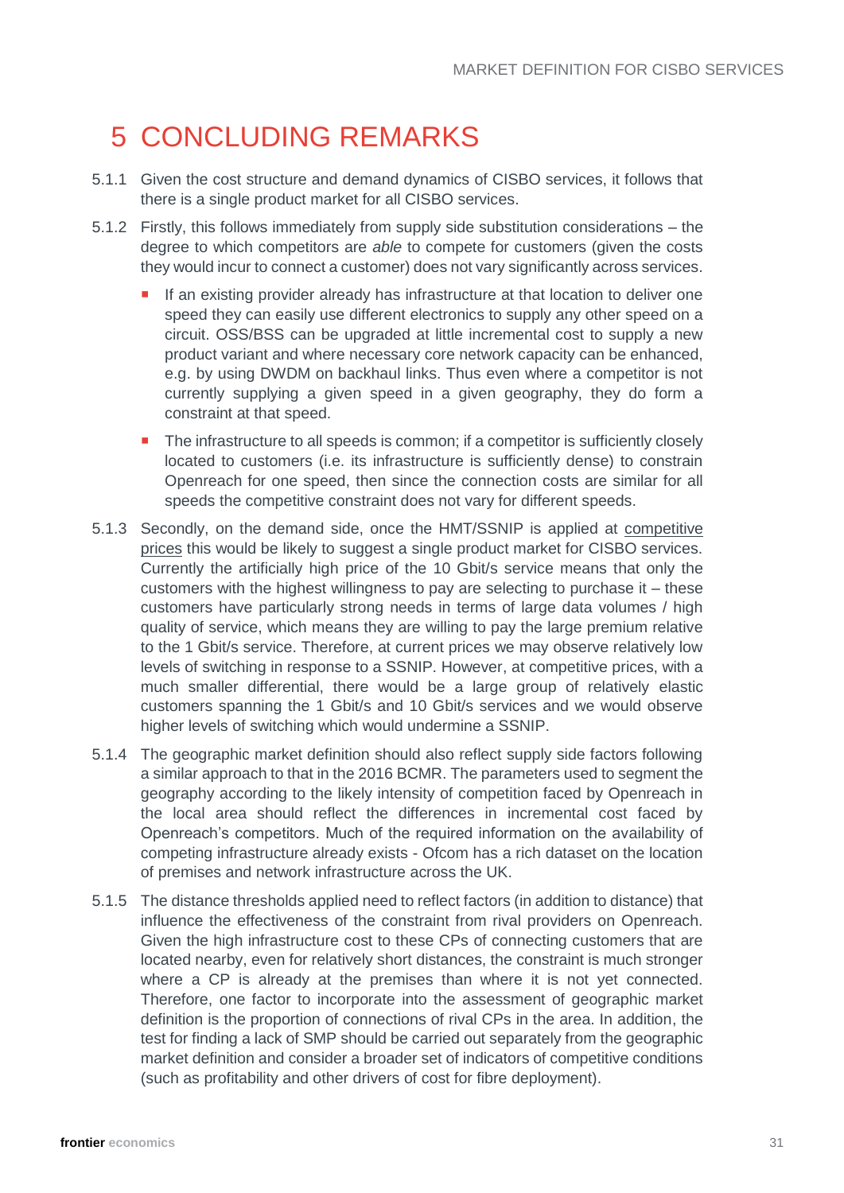# 5 CONCLUDING REMARKS

5.1.1 Given the cost structure and demand dynamics of CISBO services, it follows that there is a single product market for all CISBO services.

5.1.2 Firstly, this follows immediately from supply side substitution considerations – the degree to which competitors are *able* to compete for customers (given the costs they would incur to connect a customer) does not vary significantly across services.

- If an existing provider already has infrastructure at that location to deliver one speed they can easily use different electronics to supply any other speed on a circuit. OSS/BSS can be upgraded at little incremental cost to supply a new product variant and where necessary core network capacity can be enhanced, e.g. by using DWDM on backhaul links. Thus even where a competitor is not currently supplying a given speed in a given geography, they do form a constraint at that speed.
- The infrastructure to all speeds is common; if a competitor is sufficiently closely located to customers (i.e. its infrastructure is sufficiently dense) to constrain Openreach for one speed, then since the connection costs are similar for all speeds the competitive constraint does not vary for different speeds.

5.1.3 Secondly, on the demand side, once the HMT/SSNIP is applied at <u>competitive prices</u> this would be likely to suggest a single product market for CISBO services. Currently the artificially high price of the 10 Gbit/s service means that only the customers with the highest willingness to pay are selecting to purchase it – these customers have particularly strong needs in terms of large data volumes / high quality of service, which means they are willing to pay the large premium relative to the 1 Gbit/s service. Therefore, at current prices we may observe relatively low levels of switching in response to a SSNIP. However, at competitive prices, with a much smaller differential, there would be a large group of relatively elastic customers spanning the 1 Gbit/s and 10 Gbit/s services and we would observe higher levels of switching which would undermine a SSNIP.

5.1.4 The geographic market definition should also reflect supply side factors following a similar approach to that in the 2016 BCMR. The parameters used to segment the geography according to the likely intensity of competition faced by Openreach in the local area should reflect the differences in incremental cost faced by Openreach's competitors. Much of the required information on the availability of competing infrastructure already exists - Ofcom has a rich dataset on the location of premises and network infrastructure across the UK.

5.1.5 The distance thresholds applied need to reflect factors (in addition to distance) that influence the effectiveness of the constraint from rival providers on Openreach. Given the high infrastructure cost to these CPs of connecting customers that are located nearby, even for relatively short distances, the constraint is much stronger where a CP is already at the premises than where it is not yet connected. Therefore, one factor to incorporate into the assessment of geographic market definition is the proportion of connections of rival CPs in the area. In addition, the test for finding a lack of SMP should be carried out separately from the geographic market definition and consider a broader set of indicators of competitive conditions (such as profitability and other drivers of cost for fibre deployment).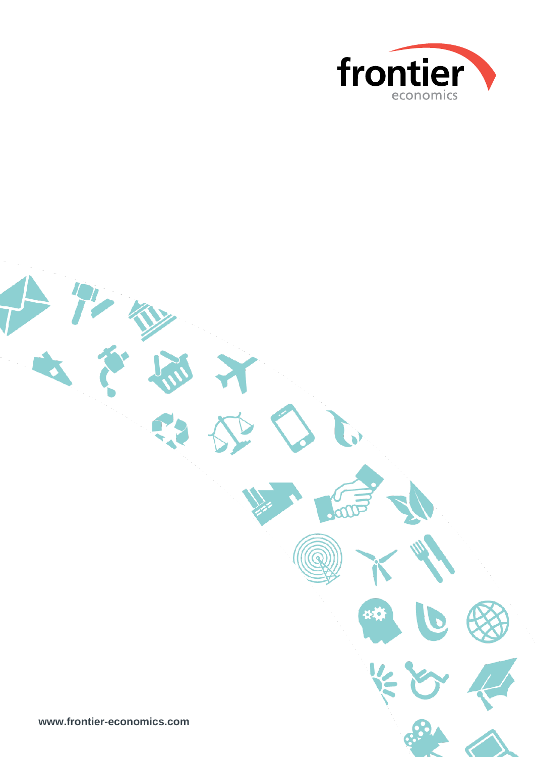frontier economics

www.frontier-economics.com